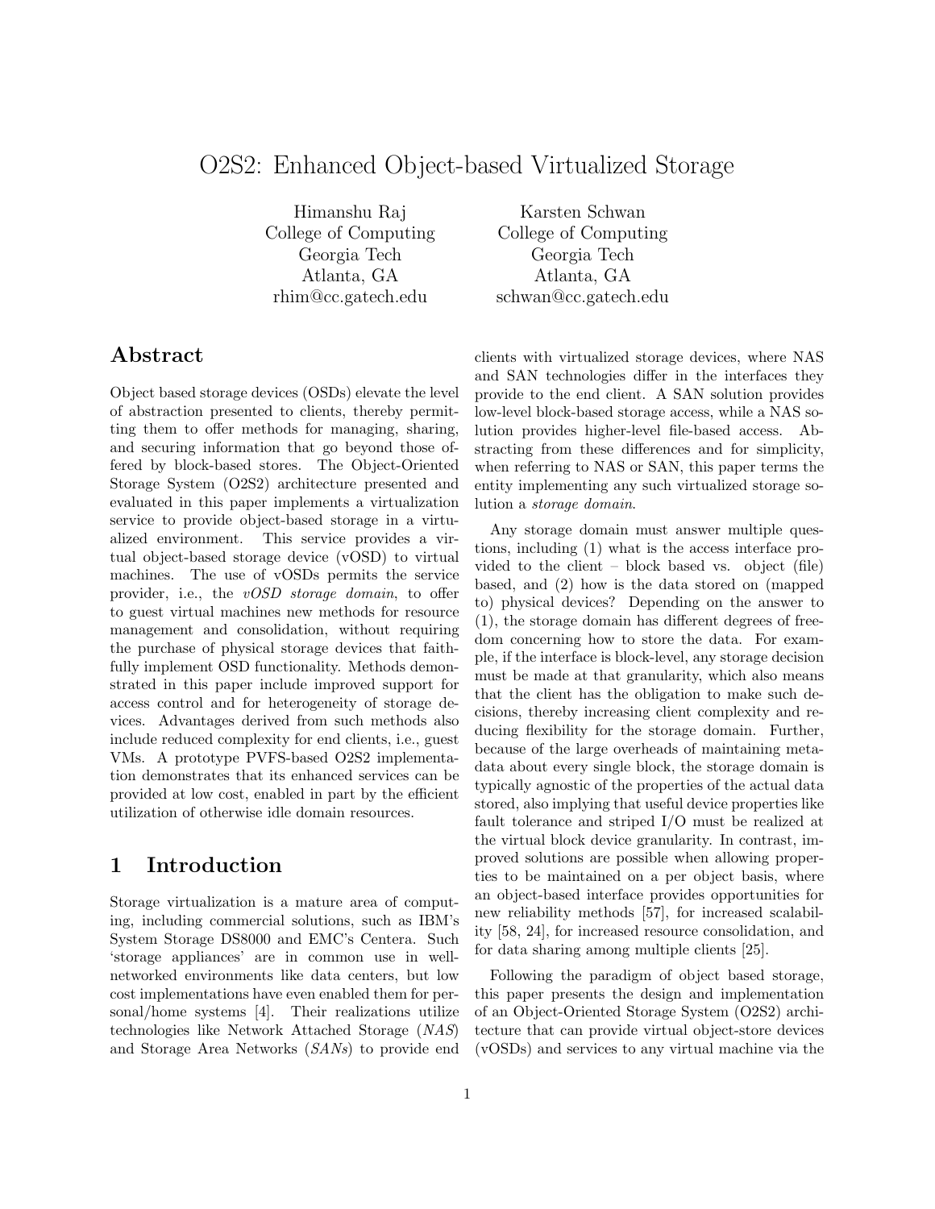# O2S2: Enhanced Object-based Virtualized Storage

Himanshu Raj
College of Computing
Georgia Tech
Atlanta, GA
rhim@cc.gatech.edu

Karsten Schwan
College of Computing
Georgia Tech
Atlanta, GA
schwan@cc.gatech.edu

## Abstract

Object based storage devices (OSDs) elevate the level of abstraction presented to clients, thereby permitting them to offer methods for managing, sharing, and securing information that go beyond those offered by block-based stores. The Object-Oriented Storage System (O2S2) architecture presented and evaluated in this paper implements a virtualization service to provide object-based storage in a virtualized environment. This service provides a virtual object-based storage device (vOSD) to virtual machines. The use of vOSDs permits the service provider, i.e., the *vOSD storage domain*, to offer to guest virtual machines new methods for resource management and consolidation, without requiring the purchase of physical storage devices that faithfully implement OSD functionality. Methods demonstrated in this paper include improved support for access control and for heterogeneity of storage devices. Advantages derived from such methods also include reduced complexity for end clients, i.e., guest VMs. A prototype PVFS-based O2S2 implementation demonstrates that its enhanced services can be provided at low cost, enabled in part by the efficient utilization of otherwise idle domain resources.

## 1 Introduction

Storage virtualization is a mature area of computing, including commercial solutions, such as IBM's System Storage DS8000 and EMC's Centera. Such 'storage appliances' are in common use in well-networked environments like data centers, but low cost implementations have even enabled them for personal/home systems [4]. Their realizations utilize technologies like Network Attached Storage (*NAS*) and Storage Area Networks (*SANs*) to provide end clients with virtualized storage devices, where NAS and SAN technologies differ in the interfaces they provide to the end client. A SAN solution provides low-level block-based storage access, while a NAS solution provides higher-level file-based access. Abstracting from these differences and for simplicity, when referring to NAS or SAN, this paper terms the entity implementing any such virtualized storage solution a *storage domain*.

Any storage domain must answer multiple questions, including (1) what is the access interface provided to the client – block based vs. object (file) based, and (2) how is the data stored on (mapped to) physical devices? Depending on the answer to (1), the storage domain has different degrees of freedom concerning how to store the data. For example, if the interface is block-level, any storage decision must be made at that granularity, which also means that the client has the obligation to make such decisions, thereby increasing client complexity and reducing flexibility for the storage domain. Further, because of the large overheads of maintaining metadata about every single block, the storage domain is typically agnostic of the properties of the actual data stored, also implying that useful device properties like fault tolerance and striped I/O must be realized at the virtual block device granularity. In contrast, improved solutions are possible when allowing properties to be maintained on a per object basis, where an object-based interface provides opportunities for new reliability methods [57], for increased scalability [58, 24], for increased resource consolidation, and for data sharing among multiple clients [25].

Following the paradigm of object based storage, this paper presents the design and implementation of an Object-Oriented Storage System (O2S2) architecture that can provide virtual object-store devices (vOSDs) and services to any virtual machine via the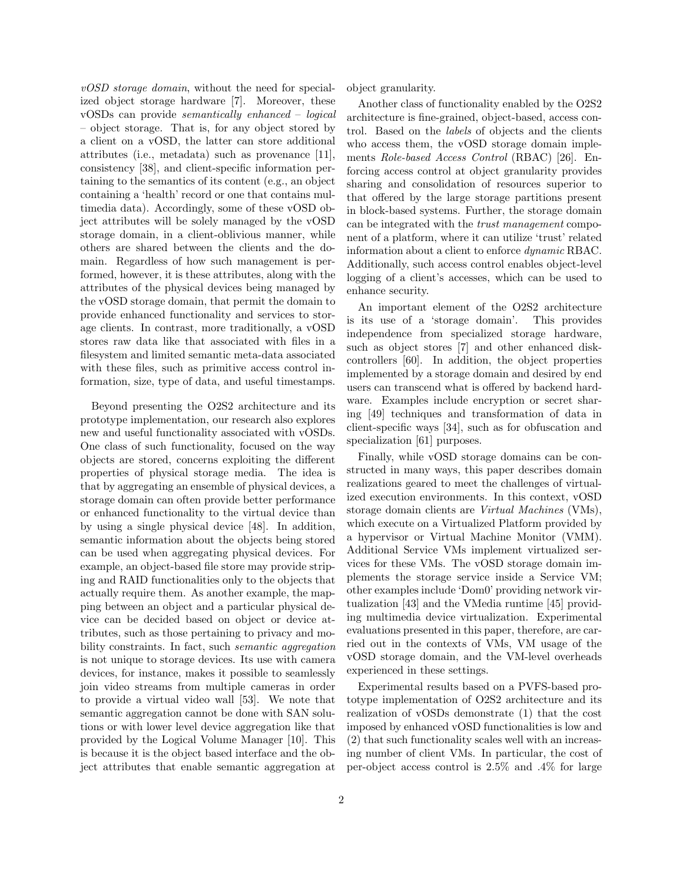*vOSD storage domain*, without the need for specialized object storage hardware [7]. Moreover, these vOSDs can provide *semantically enhanced – logical* – object storage. That is, for any object stored by a client on a vOSD, the latter can store additional attributes (i.e., metadata) such as provenance [11], consistency [38], and client-specific information pertaining to the semantics of its content (e.g., an object containing a 'health' record or one that contains multimedia data). Accordingly, some of these vOSD object attributes will be solely managed by the vOSD storage domain, in a client-oblivious manner, while others are shared between the clients and the domain. Regardless of how such management is performed, however, it is these attributes, along with the attributes of the physical devices being managed by the vOSD storage domain, that permit the domain to provide enhanced functionality and services to storage clients. In contrast, more traditionally, a vOSD stores raw data like that associated with files in a filesystem and limited semantic meta-data associated with these files, such as primitive access control information, size, type of data, and useful timestamps.

Beyond presenting the O2S2 architecture and its prototype implementation, our research also explores new and useful functionality associated with vOSDs. One class of such functionality, focused on the way objects are stored, concerns exploiting the different properties of physical storage media. The idea is that by aggregating an ensemble of physical devices, a storage domain can often provide better performance or enhanced functionality to the virtual device than by using a single physical device [48]. In addition, semantic information about the objects being stored can be used when aggregating physical devices. For example, an object-based file store may provide striping and RAID functionalities only to the objects that actually require them. As another example, the mapping between an object and a particular physical device can be decided based on object or device attributes, such as those pertaining to privacy and mobility constraints. In fact, such *semantic aggregation* is not unique to storage devices. Its use with camera devices, for instance, makes it possible to seamlessly join video streams from multiple cameras in order to provide a virtual video wall [53]. We note that semantic aggregation cannot be done with SAN solutions or with lower level device aggregation like that provided by the Logical Volume Manager [10]. This is because it is the object based interface and the object attributes that enable semantic aggregation at object granularity.

Another class of functionality enabled by the O2S2 architecture is fine-grained, object-based, access control. Based on the *labels* of objects and the clients who access them, the vOSD storage domain implements *Role-based Access Control* (RBAC) [26]. Enforcing access control at object granularity provides sharing and consolidation of resources superior to that offered by the large storage partitions present in block-based systems. Further, the storage domain can be integrated with the *trust management* component of a platform, where it can utilize 'trust' related information about a client to enforce *dynamic* RBAC. Additionally, such access control enables object-level logging of a client's accesses, which can be used to enhance security.

An important element of the O2S2 architecture is its use of a 'storage domain'. This provides independence from specialized storage hardware, such as object stores [7] and other enhanced disk-controllers [60]. In addition, the object properties implemented by a storage domain and desired by end users can transcend what is offered by backend hardware. Examples include encryption or secret sharing [49] techniques and transformation of data in client-specific ways [34], such as for obfuscation and specialization [61] purposes.

Finally, while vOSD storage domains can be constructed in many ways, this paper describes domain realizations geared to meet the challenges of virtualized execution environments. In this context, vOSD storage domain clients are *Virtual Machines* (VMs), which execute on a Virtualized Platform provided by a hypervisor or Virtual Machine Monitor (VMM). Additional Service VMs implement virtualized services for these VMs. The vOSD storage domain implements the storage service inside a Service VM; other examples include 'Dom0' providing network virtualization [43] and the VMedia runtime [45] providing multimedia device virtualization. Experimental evaluations presented in this paper, therefore, are carried out in the contexts of VMs, VM usage of the vOSD storage domain, and the VM-level overheads experienced in these settings.

Experimental results based on a PVFS-based prototype implementation of O2S2 architecture and its realization of vOSDs demonstrate (1) that the cost imposed by enhanced vOSD functionalities is low and (2) that such functionality scales well with an increasing number of client VMs. In particular, the cost of per-object access control is 2.5% and .4% for large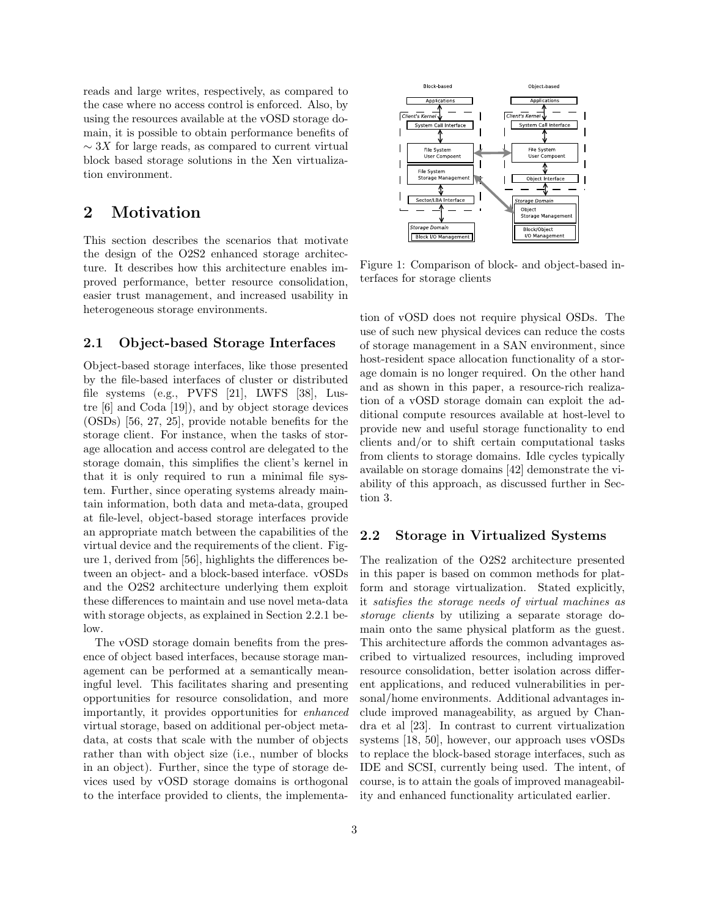reads and large writes, respectively, as compared to the case where no access control is enforced. Also, by using the resources available at the vOSD storage domain, it is possible to obtain performance benefits of $\sim 3X$ for large reads, as compared to current virtual block based storage solutions in the Xen virtualization environment.

## 2 Motivation

This section describes the scenarios that motivate the design of the O2S2 enhanced storage architecture. It describes how this architecture enables improved performance, better resource consolidation, easier trust management, and increased usability in heterogeneous storage environments.

### 2.1 Object-based Storage Interfaces

Object-based storage interfaces, like those presented by the file-based interfaces of cluster or distributed file systems (e.g., PVFS [21], LWFS [38], Lustre [6] and Coda [19]), and by object storage devices (OSDs) [56, 27, 25], provide notable benefits for the storage client. For instance, when the tasks of storage allocation and access control are delegated to the storage domain, this simplifies the client's kernel in that it is only required to run a minimal file system. Further, since operating systems already maintain information, both data and meta-data, grouped at file-level, object-based storage interfaces provide an appropriate match between the capabilities of the virtual device and the requirements of the client. Figure 1, derived from [56], highlights the differences between an object- and a block-based interface. vOSDs and the O2S2 architecture underlying them exploit these differences to maintain and use novel meta-data with storage objects, as explained in Section 2.2.1 below.

The vOSD storage domain benefits from the presence of object based interfaces, because storage management can be performed at a semantically meaningful level. This facilitates sharing and presenting opportunities for resource consolidation, and more importantly, it provides opportunities for *enhanced* virtual storage, based on additional per-object meta-data, at costs that scale with the number of objects rather than with object size (i.e., number of blocks in an object). Further, since the type of storage devices used by vOSD storage domains is orthogonal to the interface provided to clients, the implementation of vOSD does not require physical OSDs. The use of such new physical devices can reduce the costs of storage management in a SAN environment, since host-resident space allocation functionality of a storage domain is no longer required. On the other hand and as shown in this paper, a resource-rich realization of a vOSD storage domain can exploit the additional compute resources available at host-level to provide new and useful storage functionality to end clients and/or to shift certain computational tasks from clients to storage domains. Idle cycles typically available on storage domains [42] demonstrate the viability of this approach, as discussed further in Section 3.

Figure 1: Comparison of block- and object-based interfaces for storage clients

### 2.2 Storage in Virtualized Systems

The realization of the O2S2 architecture presented in this paper is based on common methods for platform and storage virtualization. Stated explicitly, it *satisfies the storage needs of virtual machines as storage clients* by utilizing a separate storage domain onto the same physical platform as the guest. This architecture affords the common advantages ascribed to virtualized resources, including improved resource consolidation, better isolation across different applications, and reduced vulnerabilities in personal/home environments. Additional advantages include improved manageability, as argued by Chandra et al [23]. In contrast to current virtualization systems [18, 50], however, our approach uses vOSDs to replace the block-based storage interfaces, such as IDE and SCSI, currently being used. The intent, of course, is to attain the goals of improved manageability and enhanced functionality articulated earlier.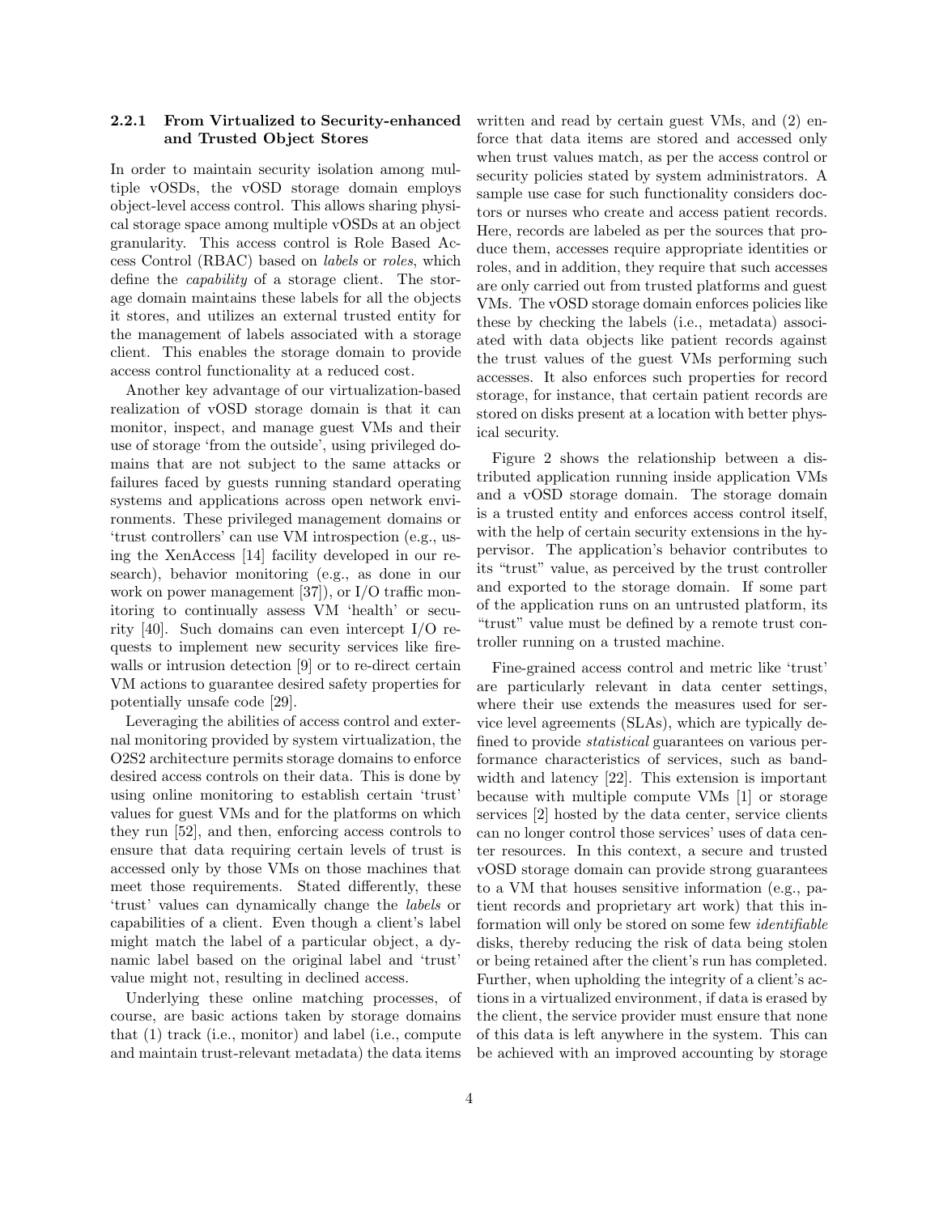### 2.2.1 From Virtualized to Security-enhanced and Trusted Object Stores

In order to maintain security isolation among multiple vOSDs, the vOSD storage domain employs object-level access control. This allows sharing physical storage space among multiple vOSDs at an object granularity. This access control is Role Based Access Control (RBAC) based on *labels* or *roles*, which define the *capability* of a storage client. The storage domain maintains these labels for all the objects it stores, and utilizes an external trusted entity for the management of labels associated with a storage client. This enables the storage domain to provide access control functionality at a reduced cost.

Another key advantage of our virtualization-based realization of vOSD storage domain is that it can monitor, inspect, and manage guest VMs and their use of storage 'from the outside', using privileged domains that are not subject to the same attacks or failures faced by guests running standard operating systems and applications across open network environments. These privileged management domains or 'trust controllers' can use VM introspection (e.g., using the XenAccess [14] facility developed in our research), behavior monitoring (e.g., as done in our work on power management [37]), or I/O traffic monitoring to continually assess VM 'health' or security [40]. Such domains can even intercept I/O requests to implement new security services like firewalls or intrusion detection [9] or to re-direct certain VM actions to guarantee desired safety properties for potentially unsafe code [29].

Leveraging the abilities of access control and external monitoring provided by system virtualization, the O2S2 architecture permits storage domains to enforce desired access controls on their data. This is done by using online monitoring to establish certain 'trust' values for guest VMs and for the platforms on which they run [52], and then, enforcing access controls to ensure that data requiring certain levels of trust is accessed only by those VMs on those machines that meet those requirements. Stated differently, these 'trust' values can dynamically change the *labels* or capabilities of a client. Even though a client's label might match the label of a particular object, a dynamic label based on the original label and 'trust' value might not, resulting in declined access.

Underlying these online matching processes, of course, are basic actions taken by storage domains that (1) track (i.e., monitor) and label (i.e., compute and maintain trust-relevant metadata) the data items written and read by certain guest VMs, and (2) enforce that data items are stored and accessed only when trust values match, as per the access control or security policies stated by system administrators. A sample use case for such functionality considers doctors or nurses who create and access patient records. Here, records are labeled as per the sources that produce them, accesses require appropriate identities or roles, and in addition, they require that such accesses are only carried out from trusted platforms and guest VMs. The vOSD storage domain enforces policies like these by checking the labels (i.e., metadata) associated with data objects like patient records against the trust values of the guest VMs performing such accesses. It also enforces such properties for record storage, for instance, that certain patient records are stored on disks present at a location with better physical security.

Figure 2 shows the relationship between a distributed application running inside application VMs and a vOSD storage domain. The storage domain is a trusted entity and enforces access control itself, with the help of certain security extensions in the hypervisor. The application's behavior contributes to its "trust" value, as perceived by the trust controller and exported to the storage domain. If some part of the application runs on an untrusted platform, its "trust" value must be defined by a remote trust controller running on a trusted machine.

Fine-grained access control and metric like 'trust' are particularly relevant in data center settings, where their use extends the measures used for service level agreements (SLAs), which are typically defined to provide *statistical* guarantees on various performance characteristics of services, such as bandwidth and latency [22]. This extension is important because with multiple compute VMs [1] or storage services [2] hosted by the data center, service clients can no longer control those services' uses of data center resources. In this context, a secure and trusted vOSD storage domain can provide strong guarantees to a VM that houses sensitive information (e.g., patient records and proprietary art work) that this information will only be stored on some few *identifiable* disks, thereby reducing the risk of data being stolen or being retained after the client's run has completed. Further, when upholding the integrity of a client's actions in a virtualized environment, if data is erased by the client, the service provider must ensure that none of this data is left anywhere in the system. This can be achieved with an improved accounting by storage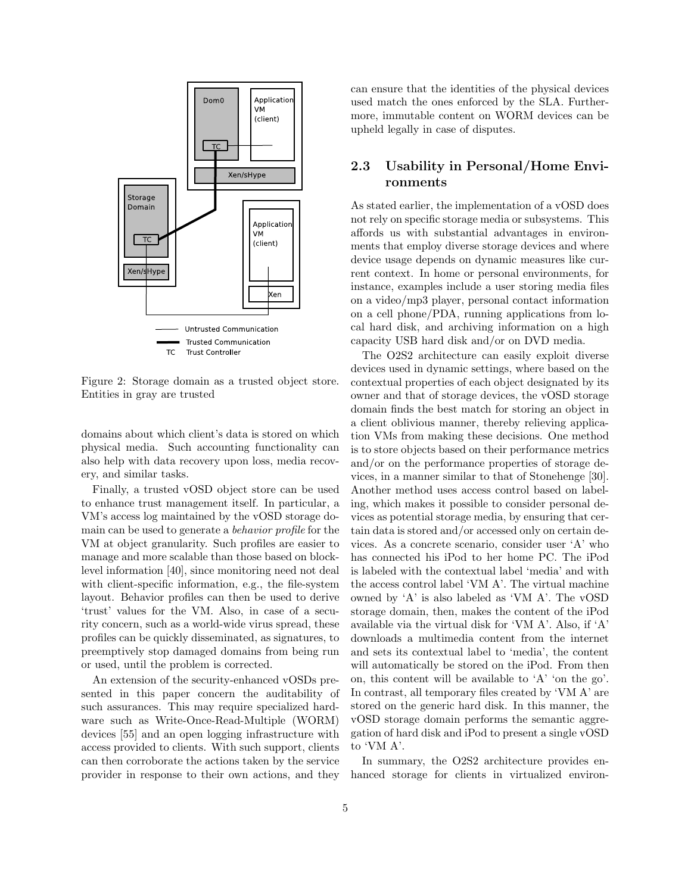Figure 2: Storage domain as a trusted object store. Entities in gray are trusted

domains about which client's data is stored on which physical media. Such accounting functionality can also help with data recovery upon loss, media recovery, and similar tasks.

Finally, a trusted vOSD object store can be used to enhance trust management itself. In particular, a VM's access log maintained by the vOSD storage domain can be used to generate a *behavior profile* for the VM at object granularity. Such profiles are easier to manage and more scalable than those based on block-level information [40], since monitoring need not deal with client-specific information, e.g., the file-system layout. Behavior profiles can then be used to derive 'trust' values for the VM. Also, in case of a security concern, such as a world-wide virus spread, these profiles can be quickly disseminated, as signatures, to preemptively stop damaged domains from being run or used, until the problem is corrected.

An extension of the security-enhanced vOSDs presented in this paper concern the auditability of such assurances. This may require specialized hardware such as Write-Once-Read-Multiple (WORM) devices [55] and an open logging infrastructure with access provided to clients. With such support, clients can then corroborate the actions taken by the service provider in response to their own actions, and they can ensure that the identities of the physical devices used match the ones enforced by the SLA. Furthermore, immutable content on WORM devices can be upheld legally in case of disputes.

## 2.3 Usability in Personal/Home Environments

As stated earlier, the implementation of a vOSD does not rely on specific storage media or subsystems. This affords us with substantial advantages in environments that employ diverse storage devices and where device usage depends on dynamic measures like current context. In home or personal environments, for instance, examples include a user storing media files on a video/mp3 player, personal contact information on a cell phone/PDA, running applications from local hard disk, and archiving information on a high capacity USB hard disk and/or on DVD media.

The O2S2 architecture can easily exploit diverse devices used in dynamic settings, where based on the contextual properties of each object designated by its owner and that of storage devices, the vOSD storage domain finds the best match for storing an object in a client oblivious manner, thereby relieving application VMs from making these decisions. One method is to store objects based on their performance metrics and/or on the performance properties of storage devices, in a manner similar to that of Stonehenge [30]. Another method uses access control based on labeling, which makes it possible to consider personal devices as potential storage media, by ensuring that certain data is stored and/or accessed only on certain devices. As a concrete scenario, consider user 'A' who has connected his iPod to her home PC. The iPod is labeled with the contextual label 'media' and with the access control label 'VM A'. The virtual machine owned by 'A' is also labeled as 'VM A'. The vOSD storage domain, then, makes the content of the iPod available via the virtual disk for 'VM A'. Also, if 'A' downloads a multimedia content from the internet and sets its contextual label to 'media', the content will automatically be stored on the iPod. From then on, this content will be available to 'A' 'on the go'. In contrast, all temporary files created by 'VM A' are stored on the generic hard disk. In this manner, the vOSD storage domain performs the semantic aggregation of hard disk and iPod to present a single vOSD to 'VM A'.

In summary, the O2S2 architecture provides enhanced storage for clients in virtualized environ-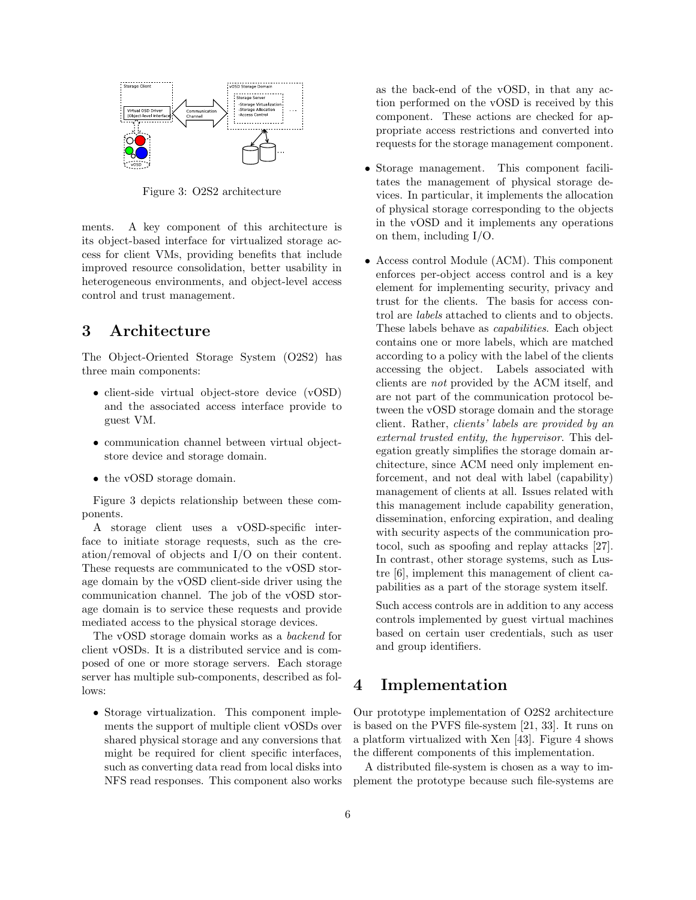Storage Client

Virtual OSD Driver (Object-level Interface)

Communication Channel

vOSD Storage Domain

Storage Server

-Storage Virtualization

-Storage Allocation

-Access Control

...

vOSD

...

Figure 3: O2S2 architecture

ments. A key component of this architecture is its object-based interface for virtualized storage access for client VMs, providing benefits that include improved resource consolidation, better usability in heterogeneous environments, and object-level access control and trust management.

## 3 Architecture

The Object-Oriented Storage System (O2S2) has three main components:

- client-side virtual object-store device (vOSD) and the associated access interface provide to guest VM.
- communication channel between virtual object-store device and storage domain.
- the vOSD storage domain.

Figure 3 depicts relationship between these components.

A storage client uses a vOSD-specific interface to initiate storage requests, such as the creation/removal of objects and I/O on their content. These requests are communicated to the vOSD storage domain by the vOSD client-side driver using the communication channel. The job of the vOSD storage domain is to service these requests and provide mediated access to the physical storage devices.

The vOSD storage domain works as a *backend* for client vOSDs. It is a distributed service and is composed of one or more storage servers. Each storage server has multiple sub-components, described as follows:

- Storage virtualization. This component implements the support of multiple client vOSDs over shared physical storage and any conversions that might be required for client specific interfaces, such as converting data read from local disks into NFS read responses. This component also works as the back-end of the vOSD, in that any action performed on the vOSD is received by this component. These actions are checked for appropriate access restrictions and converted into requests for the storage management component.
- Storage management. This component facilitates the management of physical storage devices. In particular, it implements the allocation of physical storage corresponding to the objects in the vOSD and it implements any operations on them, including I/O.
- Access control Module (ACM). This component enforces per-object access control and is a key element for implementing security, privacy and trust for the clients. The basis for access control are *labels* attached to clients and to objects. These labels behave as *capabilities*. Each object contains one or more labels, which are matched according to a policy with the label of the clients accessing the object. Labels associated with clients are *not* provided by the ACM itself, and are not part of the communication protocol between the vOSD storage domain and the storage client. Rather, *clients' labels are provided by an external trusted entity, the hypervisor*. This delegation greatly simplifies the storage domain architecture, since ACM need only implement enforcement, and not deal with label (capability) management of clients at all. Issues related with this management include capability generation, dissemination, enforcing expiration, and dealing with security aspects of the communication protocol, such as spoofing and replay attacks [27]. In contrast, other storage systems, such as Lustre [6], implement this management of client capabilities as a part of the storage system itself.

  Such access controls are in addition to any access controls implemented by guest virtual machines based on certain user credentials, such as user and group identifiers.

## 4 Implementation

Our prototype implementation of O2S2 architecture is based on the PVFS file-system [21, 33]. It runs on a platform virtualized with Xen [43]. Figure 4 shows the different components of this implementation.

A distributed file-system is chosen as a way to implement the prototype because such file-systems are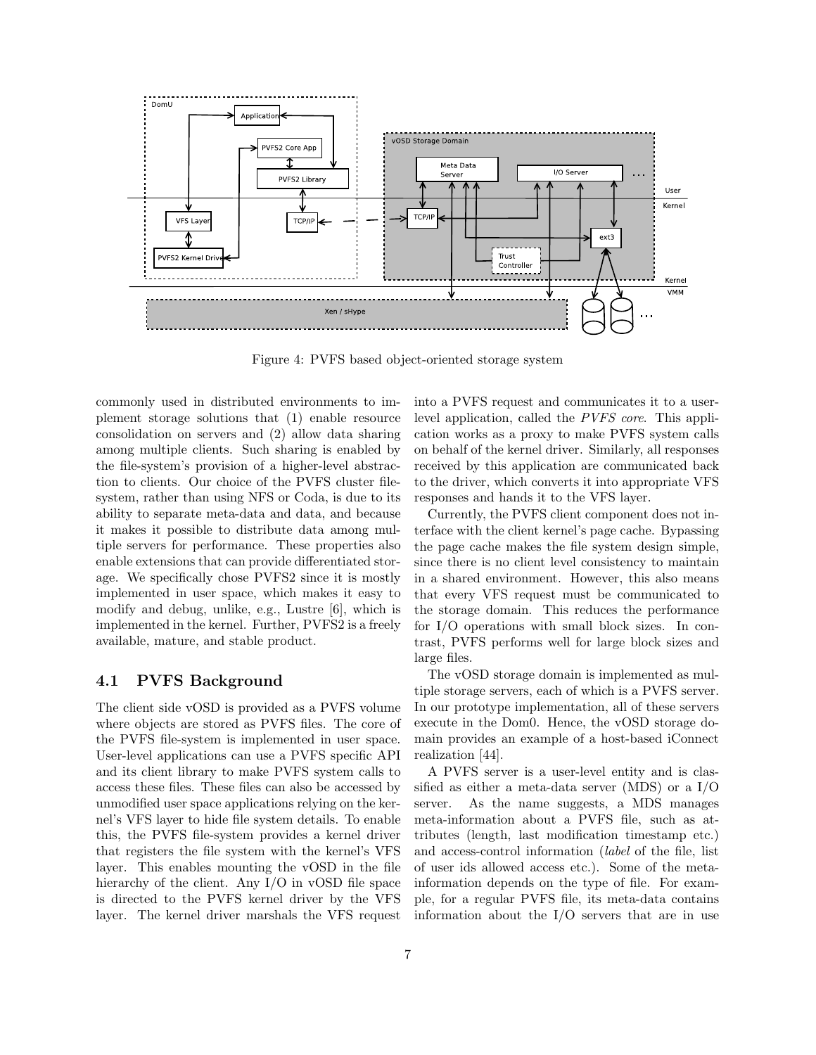Figure 4: PVFS based object-oriented storage system

commonly used in distributed environments to implement storage solutions that (1) enable resource consolidation on servers and (2) allow data sharing among multiple clients. Such sharing is enabled by the file-system's provision of a higher-level abstraction to clients. Our choice of the PVFS cluster filesystem, rather than using NFS or Coda, is due to its ability to separate meta-data and data, and because it makes it possible to distribute data among multiple servers for performance. These properties also enable extensions that can provide differentiated storage. We specifically chose PVFS2 since it is mostly implemented in user space, which makes it easy to modify and debug, unlike, e.g., Lustre [6], which is implemented in the kernel. Further, PVFS2 is a freely available, mature, and stable product.

## 4.1 PVFS Background

The client side vOSD is provided as a PVFS volume where objects are stored as PVFS files. The core of the PVFS file-system is implemented in user space. User-level applications can use a PVFS specific API and its client library to make PVFS system calls to access these files. These files can also be accessed by unmodified user space applications relying on the kernel's VFS layer to hide file system details. To enable this, the PVFS file-system provides a kernel driver that registers the file system with the kernel's VFS layer. This enables mounting the vOSD in the file hierarchy of the client. Any I/O in vOSD file space is directed to the PVFS kernel driver by the VFS layer. The kernel driver marshals the VFS request into a PVFS request and communicates it to a user-level application, called the *PVFS core*. This application works as a proxy to make PVFS system calls on behalf of the kernel driver. Similarly, all responses received by this application are communicated back to the driver, which converts it into appropriate VFS responses and hands it to the VFS layer.

Currently, the PVFS client component does not interface with the client kernel's page cache. Bypassing the page cache makes the file system design simple, since there is no client level consistency to maintain in a shared environment. However, this also means that every VFS request must be communicated to the storage domain. This reduces the performance for I/O operations with small block sizes. In contrast, PVFS performs well for large block sizes and large files.

The vOSD storage domain is implemented as multiple storage servers, each of which is a PVFS server. In our prototype implementation, all of these servers execute in the Dom0. Hence, the vOSD storage domain provides an example of a host-based iConnect realization [44].

A PVFS server is a user-level entity and is classified as either a meta-data server (MDS) or a I/O server. As the name suggests, a MDS manages meta-information about a PVFS file, such as attributes (length, last modification timestamp etc.) and access-control information (*label* of the file, list of user ids allowed access etc.). Some of the meta-information depends on the type of file. For example, for a regular PVFS file, its meta-data contains information about the I/O servers that are in use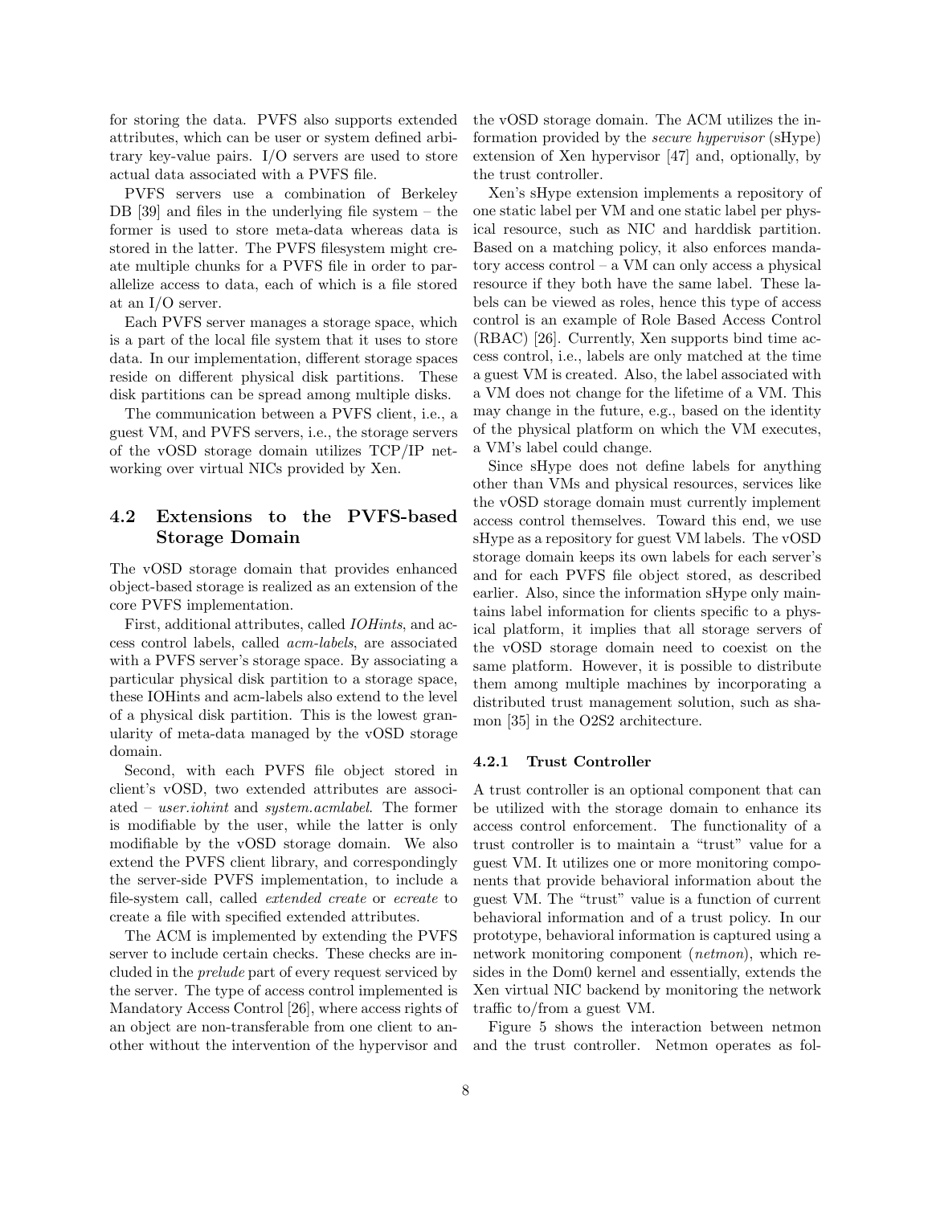for storing the data. PVFS also supports extended attributes, which can be user or system defined arbitrary key-value pairs. I/O servers are used to store actual data associated with a PVFS file.

PVFS servers use a combination of Berkeley DB [39] and files in the underlying file system – the former is used to store meta-data whereas data is stored in the latter. The PVFS filesystem might create multiple chunks for a PVFS file in order to parallelize access to data, each of which is a file stored at an I/O server.

Each PVFS server manages a storage space, which is a part of the local file system that it uses to store data. In our implementation, different storage spaces reside on different physical disk partitions. These disk partitions can be spread among multiple disks.

The communication between a PVFS client, i.e., a guest VM, and PVFS servers, i.e., the storage servers of the vOSD storage domain utilizes TCP/IP networking over virtual NICs provided by Xen.

## 4.2 Extensions to the PVFS-based Storage Domain

The vOSD storage domain that provides enhanced object-based storage is realized as an extension of the core PVFS implementation.

First, additional attributes, called *IOHints*, and access control labels, called *acm-labels*, are associated with a PVFS server's storage space. By associating a particular physical disk partition to a storage space, these IOHints and acm-labels also extend to the level of a physical disk partition. This is the lowest granularity of meta-data managed by the vOSD storage domain.

Second, with each PVFS file object stored in client's vOSD, two extended attributes are associated – *user.iohint* and *system.acmlabel*. The former is modifiable by the user, while the latter is only modifiable by the vOSD storage domain. We also extend the PVFS client library, and correspondingly the server-side PVFS implementation, to include a file-system call, called *extended create* or *ecreate* to create a file with specified extended attributes.

The ACM is implemented by extending the PVFS server to include certain checks. These checks are included in the *prelude* part of every request serviced by the server. The type of access control implemented is Mandatory Access Control [26], where access rights of an object are non-transferable from one client to another without the intervention of the hypervisor and the vOSD storage domain. The ACM utilizes the information provided by the *secure hypervisor* (sHype) extension of Xen hypervisor [47] and, optionally, by the trust controller.

Xen's sHype extension implements a repository of one static label per VM and one static label per physical resource, such as NIC and harddisk partition. Based on a matching policy, it also enforces mandatory access control – a VM can only access a physical resource if they both have the same label. These labels can be viewed as roles, hence this type of access control is an example of Role Based Access Control (RBAC) [26]. Currently, Xen supports bind time access control, i.e., labels are only matched at the time a guest VM is created. Also, the label associated with a VM does not change for the lifetime of a VM. This may change in the future, e.g., based on the identity of the physical platform on which the VM executes, a VM's label could change.

Since sHype does not define labels for anything other than VMs and physical resources, services like the vOSD storage domain must currently implement access control themselves. Toward this end, we use sHype as a repository for guest VM labels. The vOSD storage domain keeps its own labels for each server's and for each PVFS file object stored, as described earlier. Also, since the information sHype only maintains label information for clients specific to a physical platform, it implies that all storage servers of the vOSD storage domain need to coexist on the same platform. However, it is possible to distribute them among multiple machines by incorporating a distributed trust management solution, such as shamon [35] in the O2S2 architecture.

### 4.2.1 Trust Controller

A trust controller is an optional component that can be utilized with the storage domain to enhance its access control enforcement. The functionality of a trust controller is to maintain a "trust" value for a guest VM. It utilizes one or more monitoring components that provide behavioral information about the guest VM. The "trust" value is a function of current behavioral information and of a trust policy. In our prototype, behavioral information is captured using a network monitoring component (*netmon*), which resides in the Dom0 kernel and essentially, extends the Xen virtual NIC backend by monitoring the network traffic to/from a guest VM.

Figure 5 shows the interaction between netmon and the trust controller. Netmon operates as fol-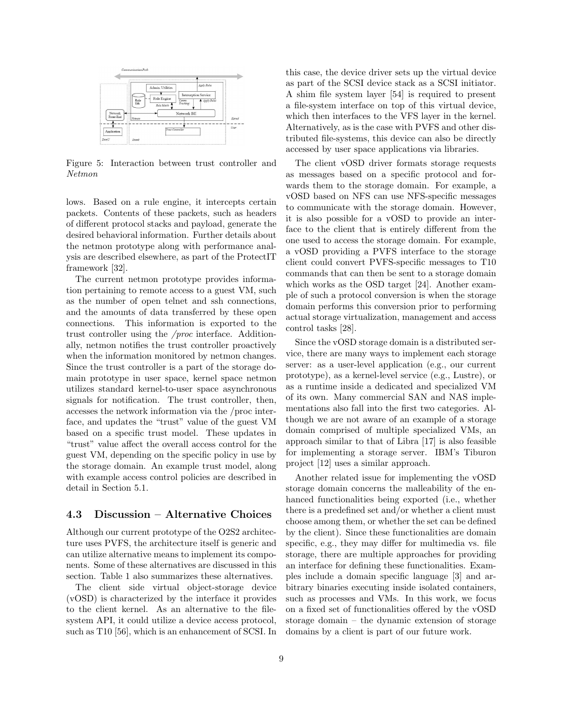Figure 5: Interaction between trust controller and *Netmon*

lows. Based on a rule engine, it intercepts certain packets. Contents of these packets, such as headers of different protocol stacks and payload, generate the desired behavioral information. Further details about the netmon prototype along with performance analysis are described elsewhere, as part of the ProtectIT framework [32].

The current netmon prototype provides information pertaining to remote access to a guest VM, such as the number of open telnet and ssh connections, and the amounts of data transferred by these open connections. This information is exported to the trust controller using the */proc* interface. Additionally, netmon notifies the trust controller proactively when the information monitored by netmon changes. Since the trust controller is a part of the storage domain prototype in user space, kernel space netmon utilizes standard kernel-to-user space asynchronous signals for notification. The trust controller, then, accesses the network information via the /proc interface, and updates the "trust" value of the guest VM based on a specific trust model. These updates in "trust" value affect the overall access control for the guest VM, depending on the specific policy in use by the storage domain. An example trust model, along with example access control policies are described in detail in Section 5.1.

### 4.3 Discussion – Alternative Choices

Although our current prototype of the O2S2 architecture uses PVFS, the architecture itself is generic and can utilize alternative means to implement its components. Some of these alternatives are discussed in this section. Table 1 also summarizes these alternatives.

The client side virtual object-storage device (vOSD) is characterized by the interface it provides to the client kernel. As an alternative to the file-system API, it could utilize a device access protocol, such as T10 [56], which is an enhancement of SCSI. In this case, the device driver sets up the virtual device as part of the SCSI device stack as a SCSI initiator. A shim file system layer [54] is required to present a file-system interface on top of this virtual device, which then interfaces to the VFS layer in the kernel. Alternatively, as is the case with PVFS and other distributed file-systems, this device can also be directly accessed by user space applications via libraries.

The client vOSD driver formats storage requests as messages based on a specific protocol and forwards them to the storage domain. For example, a vOSD based on NFS can use NFS-specific messages to communicate with the storage domain. However, it is also possible for a vOSD to provide an interface to the client that is entirely different from the one used to access the storage domain. For example, a vOSD providing a PVFS interface to the storage client could convert PVFS-specific messages to T10 commands that can then be sent to a storage domain which works as the OSD target [24]. Another example of such a protocol conversion is when the storage domain performs this conversion prior to performing actual storage virtualization, management and access control tasks [28].

Since the vOSD storage domain is a distributed service, there are many ways to implement each storage server: as a user-level application (e.g., our current prototype), as a kernel-level service (e.g., Lustre), or as a runtime inside a dedicated and specialized VM of its own. Many commercial SAN and NAS implementations also fall into the first two categories. Although we are not aware of an example of a storage domain comprised of multiple specialized VMs, an approach similar to that of Libra [17] is also feasible for implementing a storage server. IBM's Tiburon project [12] uses a similar approach.

Another related issue for implementing the vOSD storage domain concerns the malleability of the enhanced functionalities being exported (i.e., whether there is a predefined set and/or whether a client must choose among them, or whether the set can be defined by the client). Since these functionalities are domain specific, e.g., they may differ for multimedia vs. file storage, there are multiple approaches for providing an interface for defining these functionalities. Examples include a domain specific language [3] and arbitrary binaries executing inside isolated containers, such as processes and VMs. In this work, we focus on a fixed set of functionalities offered by the vOSD storage domain – the dynamic extension of storage domains by a client is part of our future work.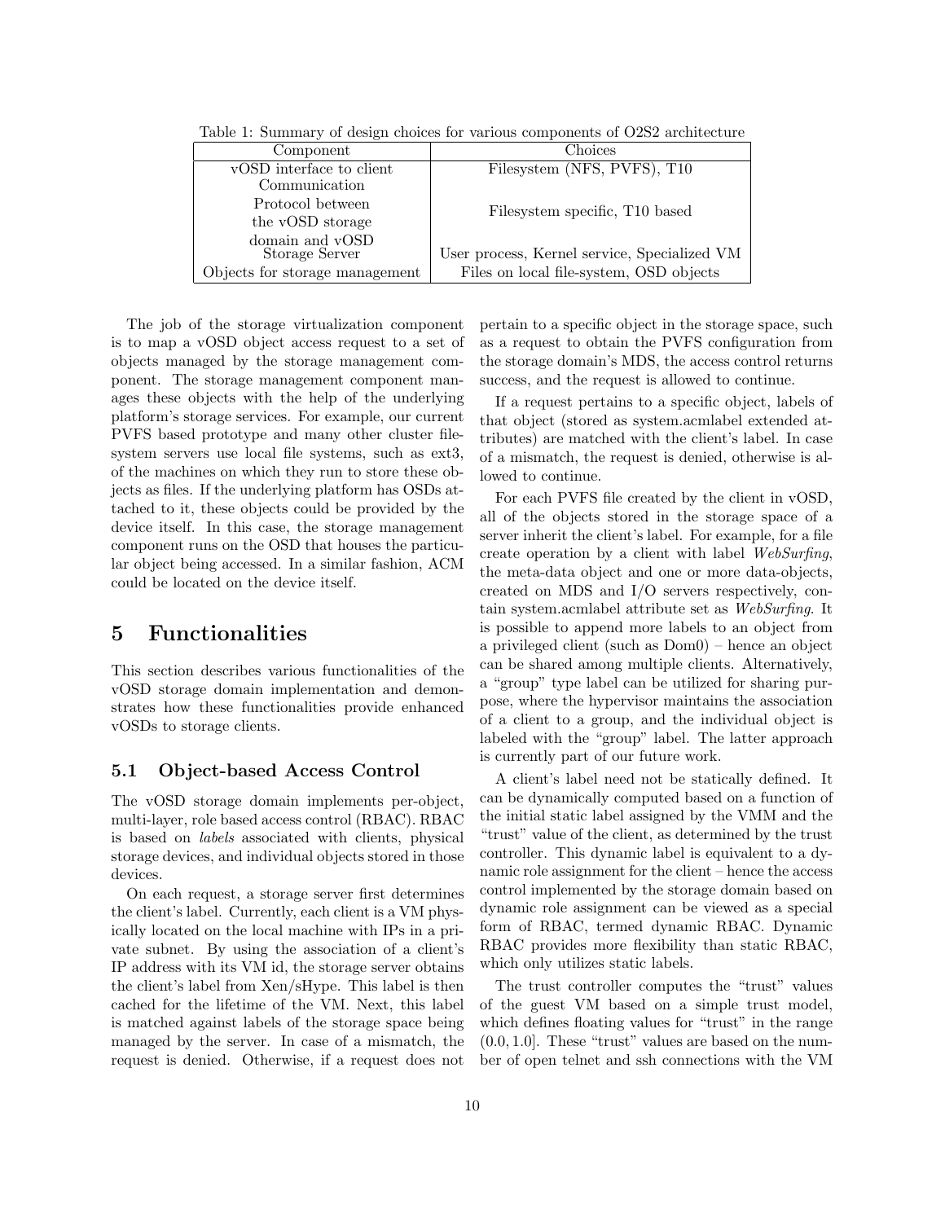Table 1: Summary of design choices for various components of O2S2 architecture

| Component | Choices |
|---|---|
| vOSD interface to client | Filesystem (NFS, PVFS), T10 |
| Communication Protocol between the vOSD storage domain and vOSD | Filesystem specific, T10 based |
| Storage Server | User process, Kernel service, Specialized VM |
| Objects for storage management | Files on local file-system, OSD objects |

The job of the storage virtualization component is to map a vOSD object access request to a set of objects managed by the storage management component. The storage management component manages these objects with the help of the underlying platform's storage services. For example, our current PVFS based prototype and many other cluster filesystem servers use local file systems, such as ext3, of the machines on which they run to store these objects as files. If the underlying platform has OSDs attached to it, these objects could be provided by the device itself. In this case, the storage management component runs on the OSD that houses the particular object being accessed. In a similar fashion, ACM could be located on the device itself.

# 5 Functionalities

This section describes various functionalities of the vOSD storage domain implementation and demonstrates how these functionalities provide enhanced vOSDs to storage clients.

## 5.1 Object-based Access Control

The vOSD storage domain implements per-object, multi-layer, role based access control (RBAC). RBAC is based on *labels* associated with clients, physical storage devices, and individual objects stored in those devices.

On each request, a storage server first determines the client's label. Currently, each client is a VM physically located on the local machine with IPs in a private subnet. By using the association of a client's IP address with its VM id, the storage server obtains the client's label from Xen/sHype. This label is then cached for the lifetime of the VM. Next, this label is matched against labels of the storage space being managed by the server. In case of a mismatch, the request is denied. Otherwise, if a request does not pertain to a specific object in the storage space, such as a request to obtain the PVFS configuration from the storage domain's MDS, the access control returns success, and the request is allowed to continue.

If a request pertains to a specific object, labels of that object (stored as system.acmlabel extended attributes) are matched with the client's label. In case of a mismatch, the request is denied, otherwise is allowed to continue.

For each PVFS file created by the client in vOSD, all of the objects stored in the storage space of a server inherit the client's label. For example, for a file create operation by a client with label *WebSurfing*, the meta-data object and one or more data-objects, created on MDS and I/O servers respectively, contain system.acmlabel attribute set as *WebSurfing*. It is possible to append more labels to an object from a privileged client (such as Dom0) – hence an object can be shared among multiple clients. Alternatively, a "group" type label can be utilized for sharing purpose, where the hypervisor maintains the association of a client to a group, and the individual object is labeled with the "group" label. The latter approach is currently part of our future work.

A client's label need not be statically defined. It can be dynamically computed based on a function of the initial static label assigned by the VMM and the "trust" value of the client, as determined by the trust controller. This dynamic label is equivalent to a dynamic role assignment for the client – hence the access control implemented by the storage domain based on dynamic role assignment can be viewed as a special form of RBAC, termed dynamic RBAC. Dynamic RBAC provides more flexibility than static RBAC, which only utilizes static labels.

The trust controller computes the "trust" values of the guest VM based on a simple trust model, which defines floating values for "trust" in the range $(0.0, 1.0]$. These "trust" values are based on the number of open telnet and ssh connections with the VM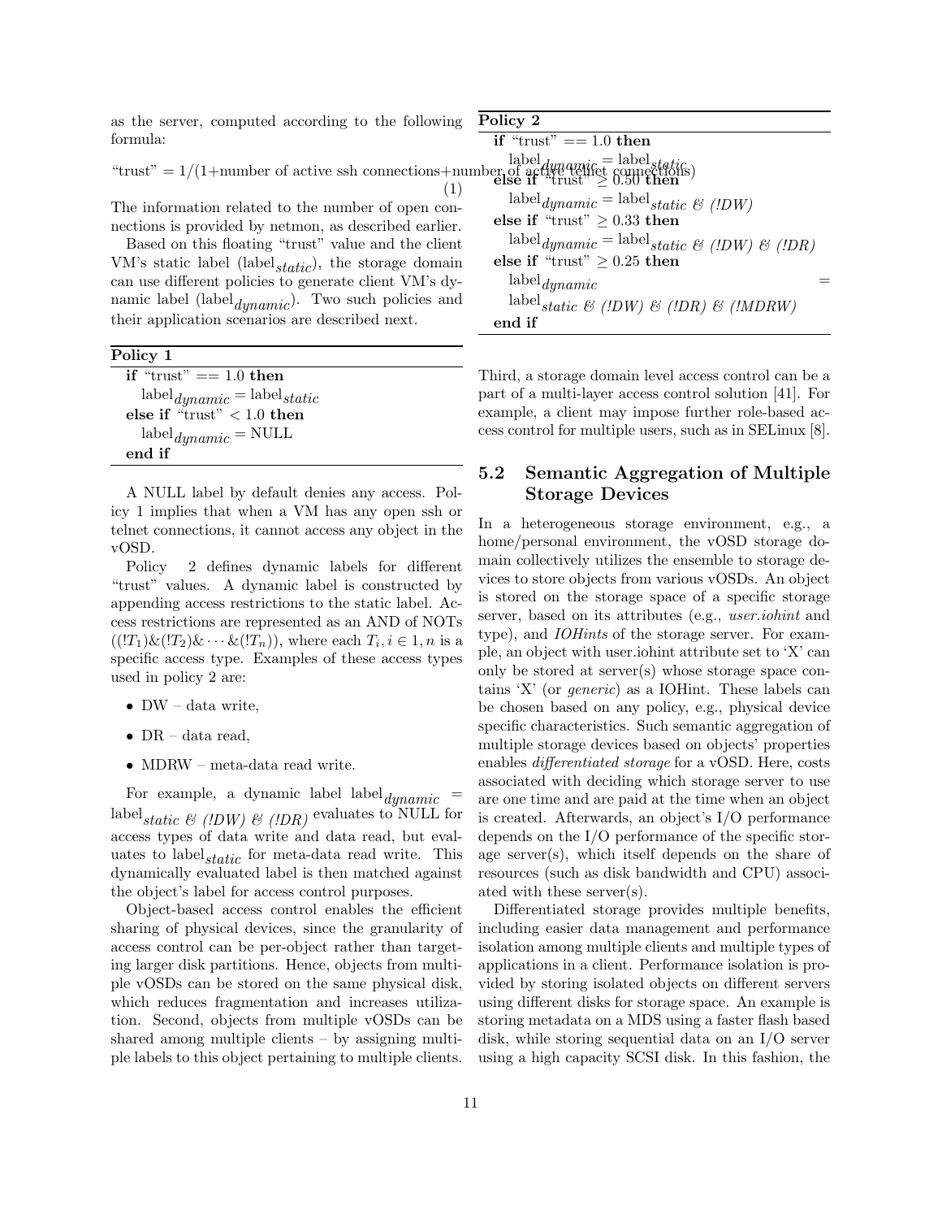as the server, computed according to the following formula:

$$\text{“trust”} = 1/(1+\text{number of active ssh connections}+\text{number of active telnet connections}) \quad (1)$$

The information related to the number of open connections is provided by netmon, as described earlier.

Based on this floating "trust" value and the client VM's static label (label$_{static}$), the storage domain can use different policies to generate client VM's dynamic label (label$_{dynamic}$). Two such policies and their application scenarios are described next.

**Policy 1**

```
if "trust" == 1.0 then
    label_dynamic = label_static
else if "trust" < 1.0 then
    label_dynamic = NULL
end if
```

A NULL label by default denies any access. Policy 1 implies that when a VM has any open ssh or telnet connections, it cannot access any object in the vOSD.

Policy 2 defines dynamic labels for different "trust" values. A dynamic label is constructed by appending access restrictions to the static label. Access restrictions are represented as an AND of NOTs $((!T_1)\&(!T_2)\&\cdots\&(!T_n))$, where each $T_i, i \in 1, n$ is a specific access type. Examples of these access types used in policy 2 are:

- DW – data write,
- DR – data read,
- MDRW – meta-data read write.

For example, a dynamic label label$_{dynamic}$ = label$_{static}$ *& (!DW) & (!DR)* evaluates to NULL for access types of data write and data read, but evaluates to label$_{static}$ for meta-data read write. This dynamically evaluated label is then matched against the object's label for access control purposes.

Object-based access control enables the efficient sharing of physical devices, since the granularity of access control can be per-object rather than targeting larger disk partitions. Hence, objects from multiple vOSDs can be stored on the same physical disk, which reduces fragmentation and increases utilization. Second, objects from multiple vOSDs can be shared among multiple clients – by assigning multiple labels to this object pertaining to multiple clients.

**Policy 2**

```
if "trust" == 1.0 then
    label_dynamic = label_static
else if "trust" ≥ 0.50 then
    label_dynamic = label_static & (!DW)
else if "trust" ≥ 0.33 then
    label_dynamic = label_static & (!DW) & (!DR)
else if "trust" ≥ 0.25 then
    label_dynamic = label_static & (!DW) & (!DR) & (!MDRW)
end if
```

Third, a storage domain level access control can be a part of a multi-layer access control solution [41]. For example, a client may impose further role-based access control for multiple users, such as in SELinux [8].

## 5.2 Semantic Aggregation of Multiple Storage Devices

In a heterogeneous storage environment, e.g., a home/personal environment, the vOSD storage domain collectively utilizes the ensemble to storage devices to store objects from various vOSDs. An object is stored on the storage space of a specific storage server, based on its attributes (e.g., *user.iohint* and type), and *IOHints* of the storage server. For example, an object with user.iohint attribute set to 'X' can only be stored at server(s) whose storage space contains 'X' (or *generic*) as a IOHint. These labels can be chosen based on any policy, e.g., physical device specific characteristics. Such semantic aggregation of multiple storage devices based on objects' properties enables *differentiated storage* for a vOSD. Here, costs associated with deciding which storage server to use are one time and are paid at the time when an object is created. Afterwards, an object's I/O performance depends on the I/O performance of the specific storage server(s), which itself depends on the share of resources (such as disk bandwidth and CPU) associated with these server(s).

Differentiated storage provides multiple benefits, including easier data management and performance isolation among multiple clients and multiple types of applications in a client. Performance isolation is provided by storing isolated objects on different servers using different disks for storage space. An example is storing metadata on a MDS using a faster flash based disk, while storing sequential data on an I/O server using a high capacity SCSI disk. In this fashion, the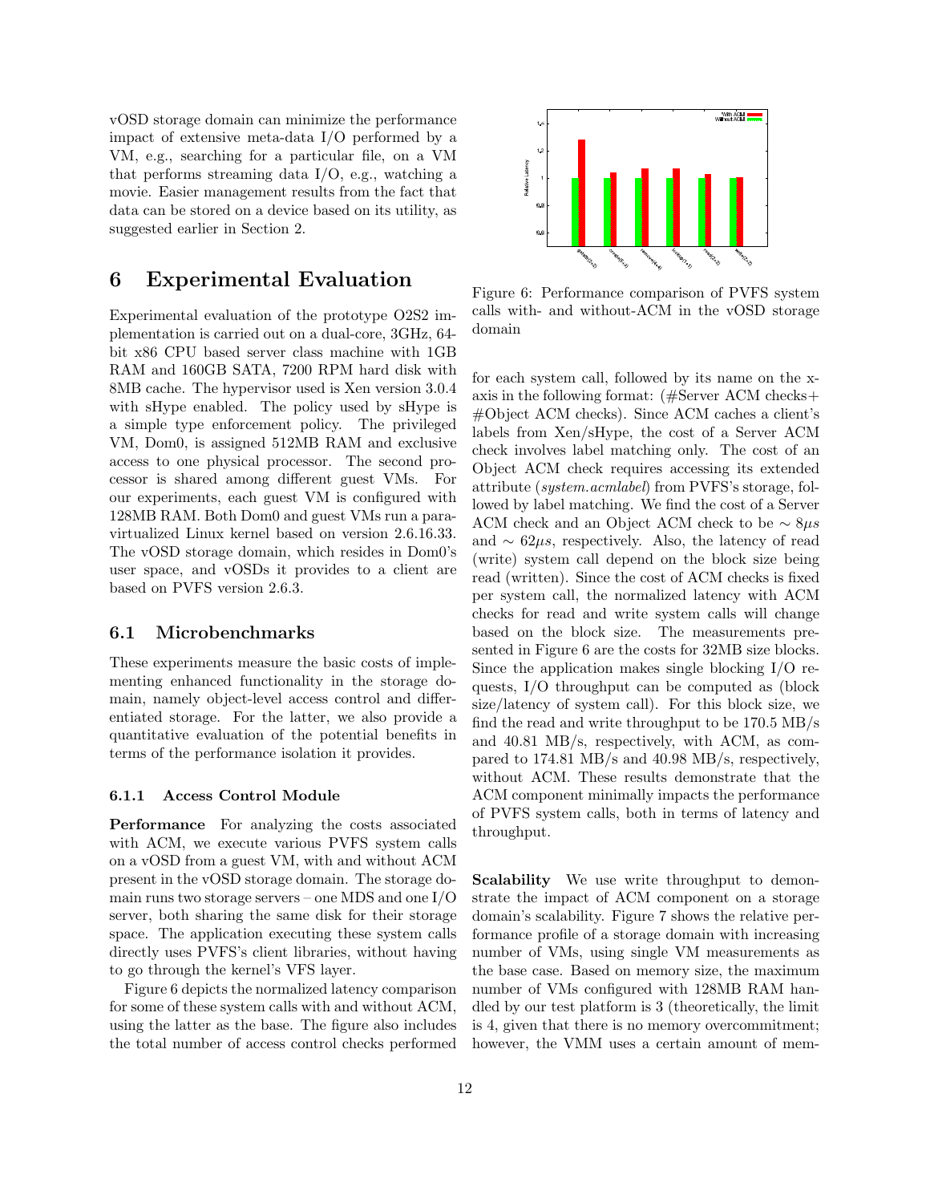vOSD storage domain can minimize the performance impact of extensive meta-data I/O performed by a VM, e.g., searching for a particular file, on a VM that performs streaming data I/O, e.g., watching a movie. Easier management results from the fact that data can be stored on a device based on its utility, as suggested earlier in Section 2.

# 6 Experimental Evaluation

Experimental evaluation of the prototype O2S2 implementation is carried out on a dual-core, 3GHz, 64-bit x86 CPU based server class machine with 1GB RAM and 160GB SATA, 7200 RPM hard disk with 8MB cache. The hypervisor used is Xen version 3.0.4 with sHype enabled. The policy used by sHype is a simple type enforcement policy. The privileged VM, Dom0, is assigned 512MB RAM and exclusive access to one physical processor. The second processor is shared among different guest VMs. For our experiments, each guest VM is configured with 128MB RAM. Both Dom0 and guest VMs run a paravirtualized Linux kernel based on version 2.6.16.33. The vOSD storage domain, which resides in Dom0's user space, and vOSDs it provides to a client are based on PVFS version 2.6.3.

## 6.1 Microbenchmarks

These experiments measure the basic costs of implementing enhanced functionality in the storage domain, namely object-level access control and differentiated storage. For the latter, we also provide a quantitative evaluation of the potential benefits in terms of the performance isolation it provides.

### 6.1.1 Access Control Module

**Performance** For analyzing the costs associated with ACM, we execute various PVFS system calls on a vOSD from a guest VM, with and without ACM present in the vOSD storage domain. The storage domain runs two storage servers – one MDS and one I/O server, both sharing the same disk for their storage space. The application executing these system calls directly uses PVFS's client libraries, without having to go through the kernel's VFS layer.

Figure 6 depicts the normalized latency comparison for some of these system calls with and without ACM, using the latter as the base. The figure also includes the total number of access control checks performed

Figure 6: Performance comparison of PVFS system calls with- and without-ACM in the vOSD storage domain

for each system call, followed by its name on the x-axis in the following format: (#Server ACM checks+ #Object ACM checks). Since ACM caches a client's labels from Xen/sHype, the cost of a Server ACM check involves label matching only. The cost of an Object ACM check requires accessing its extended attribute (*system.acmlabel*) from PVFS's storage, followed by label matching. We find the cost of a Server ACM check and an Object ACM check to be $\sim 8\mu s$ and $\sim 62\mu s$, respectively. Also, the latency of read (write) system call depend on the block size being read (written). Since the cost of ACM checks is fixed per system call, the normalized latency with ACM checks for read and write system calls will change based on the block size. The measurements presented in Figure 6 are the costs for 32MB size blocks. Since the application makes single blocking I/O requests, I/O throughput can be computed as (block size/latency of system call). For this block size, we find the read and write throughput to be 170.5 MB/s and 40.81 MB/s, respectively, with ACM, as compared to 174.81 MB/s and 40.98 MB/s, respectively, without ACM. These results demonstrate that the ACM component minimally impacts the performance of PVFS system calls, both in terms of latency and throughput.

**Scalability** We use write throughput to demonstrate the impact of ACM component on a storage domain's scalability. Figure 7 shows the relative performance profile of a storage domain with increasing number of VMs, using single VM measurements as the base case. Based on memory size, the maximum number of VMs configured with 128MB RAM handled by our test platform is 3 (theoretically, the limit is 4, given that there is no memory overcommitment; however, the VMM uses a certain amount of mem-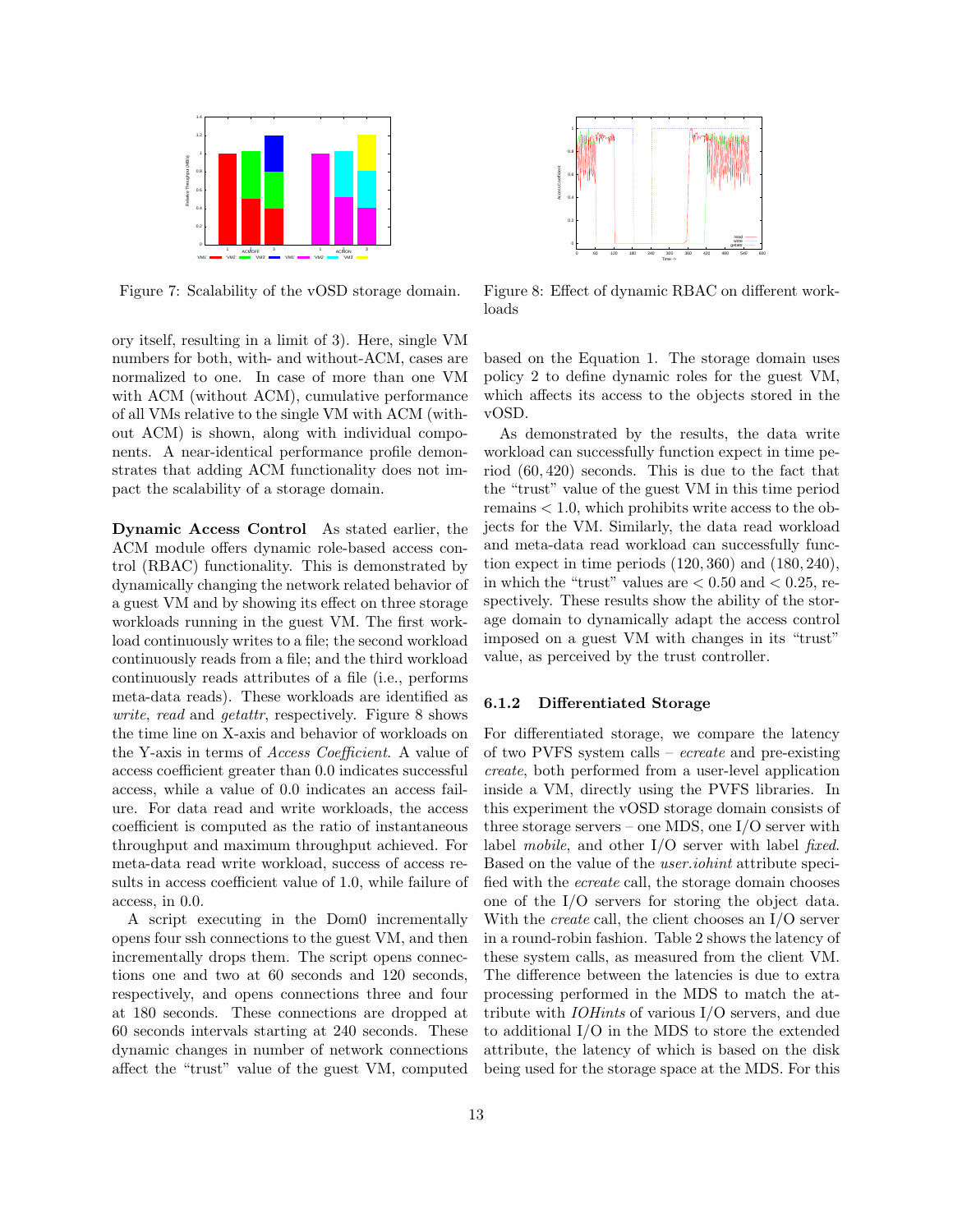Figure 7: Scalability of the vOSD storage domain.

Figure 8: Effect of dynamic RBAC on different workloads

ory itself, resulting in a limit of 3). Here, single VM numbers for both, with- and without-ACM, cases are normalized to one. In case of more than one VM with ACM (without ACM), cumulative performance of all VMs relative to the single VM with ACM (without ACM) is shown, along with individual components. A near-identical performance profile demonstrates that adding ACM functionality does not impact the scalability of a storage domain.

**Dynamic Access Control** As stated earlier, the ACM module offers dynamic role-based access control (RBAC) functionality. This is demonstrated by dynamically changing the network related behavior of a guest VM and by showing its effect on three storage workloads running in the guest VM. The first workload continuously writes to a file; the second workload continuously reads from a file; and the third workload continuously reads attributes of a file (i.e., performs meta-data reads). These workloads are identified as *write*, *read* and *getattr*, respectively. Figure 8 shows the time line on X-axis and behavior of workloads on the Y-axis in terms of *Access Coefficient*. A value of access coefficient greater than 0.0 indicates successful access, while a value of 0.0 indicates an access failure. For data read and write workloads, the access coefficient is computed as the ratio of instantaneous throughput and maximum throughput achieved. For meta-data read write workload, success of access results in access coefficient value of 1.0, while failure of access, in 0.0.

A script executing in the Dom0 incrementally opens four ssh connections to the guest VM, and then incrementally drops them. The script opens connections one and two at 60 seconds and 120 seconds, respectively, and opens connections three and four at 180 seconds. These connections are dropped at 60 seconds intervals starting at 240 seconds. These dynamic changes in number of network connections affect the "trust" value of the guest VM, computed based on the Equation 1. The storage domain uses policy 2 to define dynamic roles for the guest VM, which affects its access to the objects stored in the vOSD.

As demonstrated by the results, the data write workload can successfully function expect in time period $(60, 420)$ seconds. This is due to the fact that the "trust" value of the guest VM in this time period remains $< 1.0$, which prohibits write access to the objects for the VM. Similarly, the data read workload and meta-data read workload can successfully function expect in time periods $(120, 360)$ and $(180, 240)$, in which the "trust" values are $< 0.50$ and $< 0.25$, respectively. These results show the ability of the storage domain to dynamically adapt the access control imposed on a guest VM with changes in its "trust" value, as perceived by the trust controller.

### 6.1.2 Differentiated Storage

For differentiated storage, we compare the latency of two PVFS system calls – *ecreate* and pre-existing *create*, both performed from a user-level application inside a VM, directly using the PVFS libraries. In this experiment the vOSD storage domain consists of three storage servers – one MDS, one I/O server with label *mobile*, and other I/O server with label *fixed*. Based on the value of the *user.iohint* attribute specified with the *ecreate* call, the storage domain chooses one of the I/O servers for storing the object data. With the *create* call, the client chooses an I/O server in a round-robin fashion. Table 2 shows the latency of these system calls, as measured from the client VM. The difference between the latencies is due to extra processing performed in the MDS to match the attribute with *IOHints* of various I/O servers, and due to additional I/O in the MDS to store the extended attribute, the latency of which is based on the disk being used for the storage space at the MDS. For this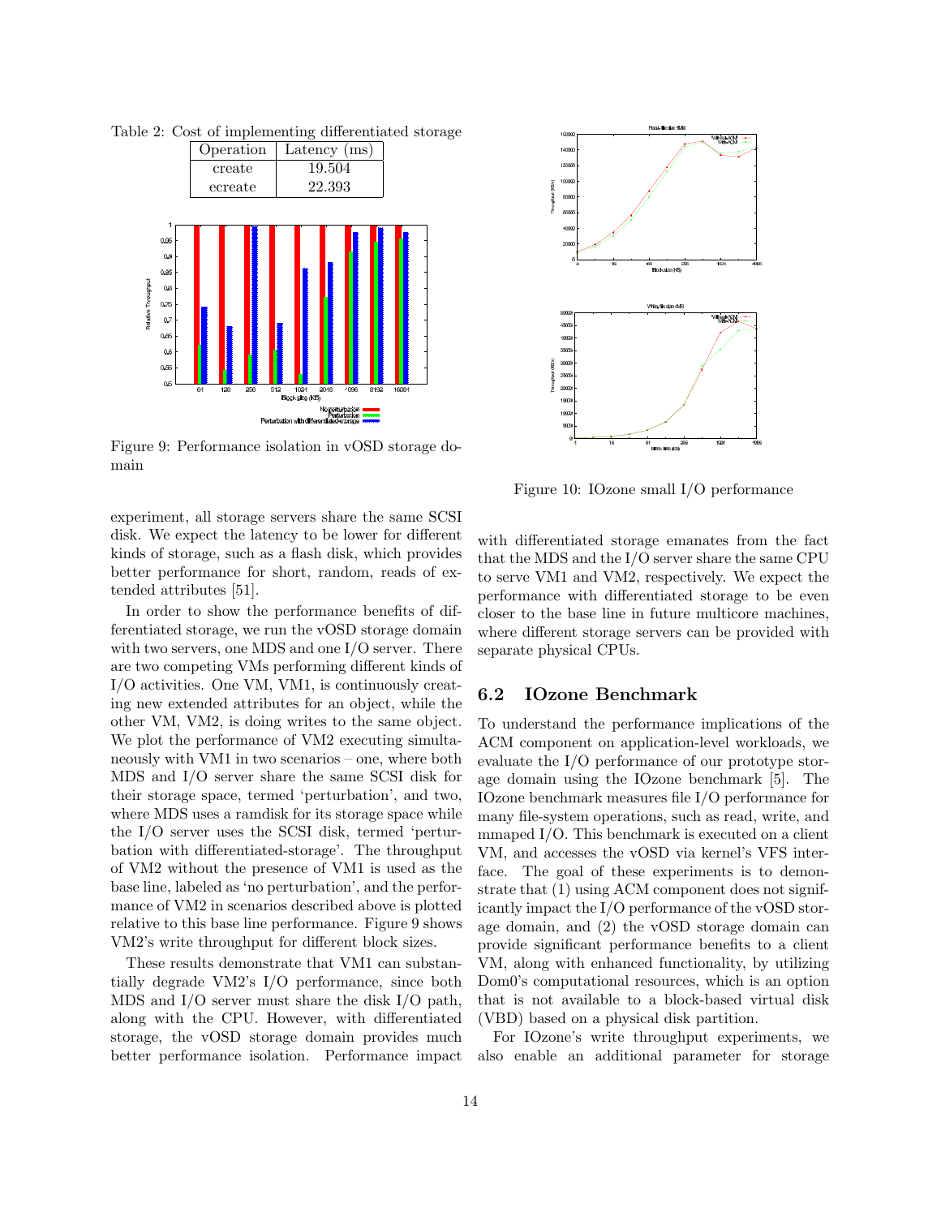Table 2: Cost of implementing differentiated storage

| Operation | Latency (ms) |
|---|---|
| create | 19.504 |
| ecreate | 22.393 |

Figure 9: Performance isolation in vOSD storage domain

experiment, all storage servers share the same SCSI disk. We expect the latency to be lower for different kinds of storage, such as a flash disk, which provides better performance for short, random, reads of extended attributes [51].

In order to show the performance benefits of differentiated storage, we run the vOSD storage domain with two servers, one MDS and one I/O server. There are two competing VMs performing different kinds of I/O activities. One VM, VM1, is continuously creating new extended attributes for an object, while the other VM, VM2, is doing writes to the same object. We plot the performance of VM2 executing simultaneously with VM1 in two scenarios – one, where both MDS and I/O server share the same SCSI disk for their storage space, termed 'perturbation', and two, where MDS uses a ramdisk for its storage space while the I/O server uses the SCSI disk, termed 'perturbation with differentiated-storage'. The throughput of VM2 without the presence of VM1 is used as the base line, labeled as 'no perturbation', and the performance of VM2 in scenarios described above is plotted relative to this base line performance. Figure 9 shows VM2's write throughput for different block sizes.

These results demonstrate that VM1 can substantially degrade VM2's I/O performance, since both MDS and I/O server must share the disk I/O path, along with the CPU. However, with differentiated storage, the vOSD storage domain provides much better performance isolation. Performance impact with differentiated storage emanates from the fact that the MDS and the I/O server share the same CPU to serve VM1 and VM2, respectively. We expect the performance with differentiated storage to be even closer to the base line in future multicore machines, where different storage servers can be provided with separate physical CPUs.

Figure 10: IOzone small I/O performance

## 6.2 IOzone Benchmark

To understand the performance implications of the ACM component on application-level workloads, we evaluate the I/O performance of our prototype storage domain using the IOzone benchmark [5]. The IOzone benchmark measures file I/O performance for many file-system operations, such as read, write, and mmaped I/O. This benchmark is executed on a client VM, and accesses the vOSD via kernel's VFS interface. The goal of these experiments is to demonstrate that (1) using ACM component does not significantly impact the I/O performance of the vOSD storage domain, and (2) the vOSD storage domain can provide significant performance benefits to a client VM, along with enhanced functionality, by utilizing Dom0's computational resources, which is an option that is not available to a block-based virtual disk (VBD) based on a physical disk partition.

For IOzone's write throughput experiments, we also enable an additional parameter for storage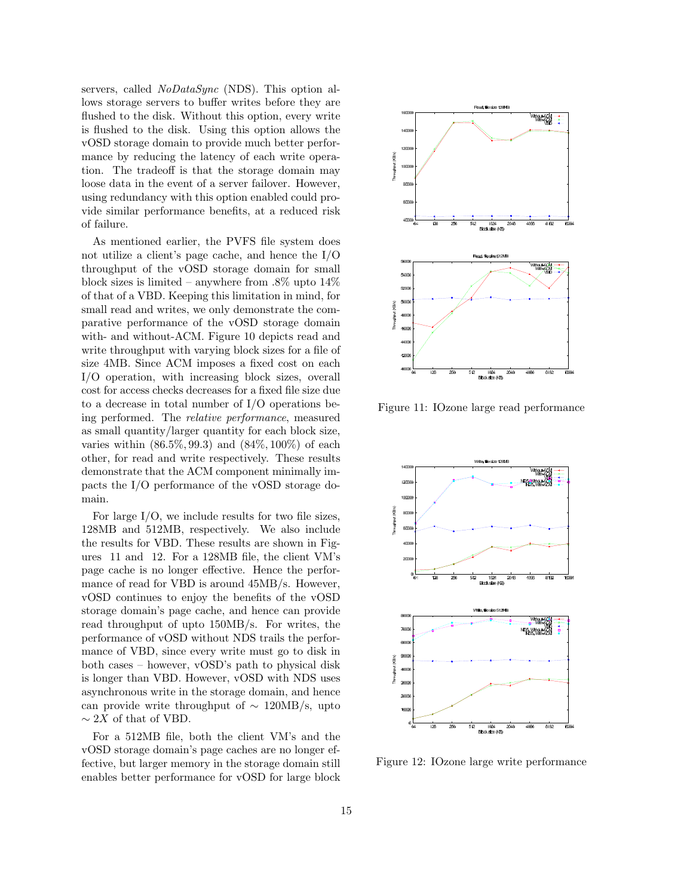servers, called *NoDataSync* (NDS). This option allows storage servers to buffer writes before they are flushed to the disk. Without this option, every write is flushed to the disk. Using this option allows the vOSD storage domain to provide much better performance by reducing the latency of each write operation. The tradeoff is that the storage domain may loose data in the event of a server failover. However, using redundancy with this option enabled could provide similar performance benefits, at a reduced risk of failure.

As mentioned earlier, the PVFS file system does not utilize a client's page cache, and hence the I/O throughput of the vOSD storage domain for small block sizes is limited – anywhere from .8% upto 14% of that of a VBD. Keeping this limitation in mind, for small read and writes, we only demonstrate the comparative performance of the vOSD storage domain with- and without-ACM. Figure 10 depicts read and write throughput with varying block sizes for a file of size 4MB. Since ACM imposes a fixed cost on each I/O operation, with increasing block sizes, overall cost for access checks decreases for a fixed file size due to a decrease in total number of I/O operations being performed. The *relative performance*, measured as small quantity/larger quantity for each block size, varies within $(86.5\%, 99.3)$ and $(84\%, 100\%)$ of each other, for read and write respectively. These results demonstrate that the ACM component minimally impacts the I/O performance of the vOSD storage domain.

For large I/O, we include results for two file sizes, 128MB and 512MB, respectively. We also include the results for VBD. These results are shown in Figures 11 and 12. For a 128MB file, the client VM's page cache is no longer effective. Hence the performance of read for VBD is around 45MB/s. However, vOSD continues to enjoy the benefits of the vOSD storage domain's page cache, and hence can provide read throughput of upto 150MB/s. For writes, the performance of vOSD without NDS trails the performance of VBD, since every write must go to disk in both cases – however, vOSD's path to physical disk is longer than VBD. However, vOSD with NDS uses asynchronous write in the storage domain, and hence can provide write throughput of $\sim$ 120MB/s, upto $\sim 2X$ of that of VBD.

For a 512MB file, both the client VM's and the vOSD storage domain's page caches are no longer effective, but larger memory in the storage domain still enables better performance for vOSD for large block

Figure 11: IOzone large read performance

Figure 12: IOzone large write performance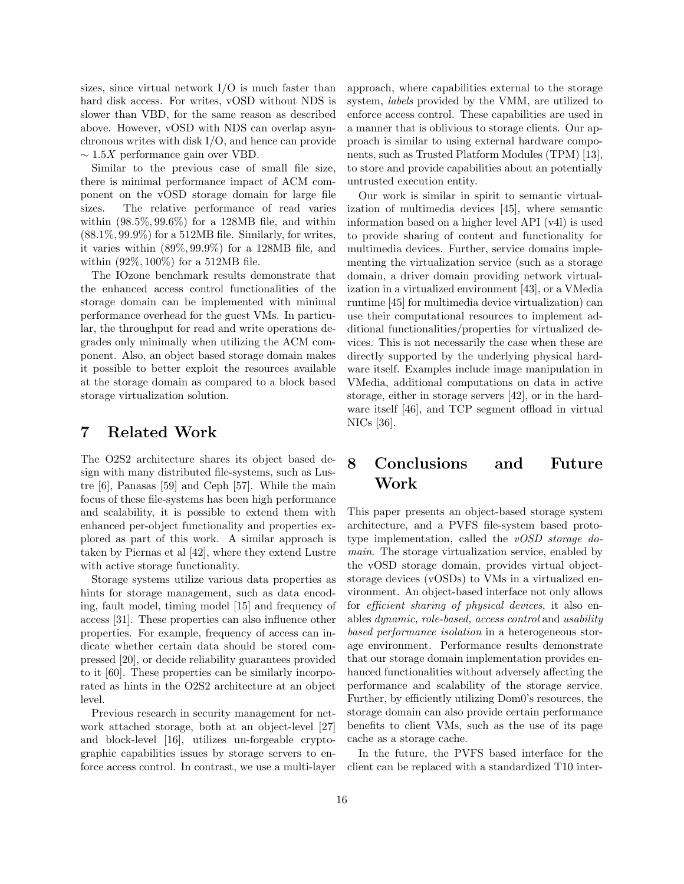sizes, since virtual network I/O is much faster than hard disk access. For writes, vOSD without NDS is slower than VBD, for the same reason as described above. However, vOSD with NDS can overlap asynchronous writes with disk I/O, and hence can provide $\sim 1.5X$ performance gain over VBD.

Similar to the previous case of small file size, there is minimal performance impact of ACM component on the vOSD storage domain for large file sizes. The relative performance of read varies within $(98.5\%, 99.6\%)$ for a 128MB file, and within $(88.1\%, 99.9\%)$ for a 512MB file. Similarly, for writes, it varies within $(89\%, 99.9\%)$ for a 128MB file, and within $(92\%, 100\%)$ for a 512MB file.

The IOzone benchmark results demonstrate that the enhanced access control functionalities of the storage domain can be implemented with minimal performance overhead for the guest VMs. In particular, the throughput for read and write operations degrades only minimally when utilizing the ACM component. Also, an object based storage domain makes it possible to better exploit the resources available at the storage domain as compared to a block based storage virtualization solution.

# 7 Related Work

The O2S2 architecture shares its object based design with many distributed file-systems, such as Lustre [6], Panasas [59] and Ceph [57]. While the main focus of these file-systems has been high performance and scalability, it is possible to extend them with enhanced per-object functionality and properties explored as part of this work. A similar approach is taken by Piernas et al [42], where they extend Lustre with active storage functionality.

Storage systems utilize various data properties as hints for storage management, such as data encoding, fault model, timing model [15] and frequency of access [31]. These properties can also influence other properties. For example, frequency of access can indicate whether certain data should be stored compressed [20], or decide reliability guarantees provided to it [60]. These properties can be similarly incorporated as hints in the O2S2 architecture at an object level.

Previous research in security management for network attached storage, both at an object-level [27] and block-level [16], utilizes un-forgeable cryptographic capabilities issues by storage servers to enforce access control. In contrast, we use a multi-layer approach, where capabilities external to the storage system, *labels* provided by the VMM, are utilized to enforce access control. These capabilities are used in a manner that is oblivious to storage clients. Our approach is similar to using external hardware components, such as Trusted Platform Modules (TPM) [13], to store and provide capabilities about an potentially untrusted execution entity.

Our work is similar in spirit to semantic virtualization of multimedia devices [45], where semantic information based on a higher level API (v4l) is used to provide sharing of content and functionality for multimedia devices. Further, service domains implementing the virtualization service (such as a storage domain, a driver domain providing network virtualization in a virtualized environment [43], or a VMedia runtime [45] for multimedia device virtualization) can use their computational resources to implement additional functionalities/properties for virtualized devices. This is not necessarily the case when these are directly supported by the underlying physical hardware itself. Examples include image manipulation in VMedia, additional computations on data in active storage, either in storage servers [42], or in the hardware itself [46], and TCP segment offload in virtual NICs [36].

# 8 Conclusions and Future Work

This paper presents an object-based storage system architecture, and a PVFS file-system based prototype implementation, called the *vOSD storage domain*. The storage virtualization service, enabled by the vOSD storage domain, provides virtual object-storage devices (vOSDs) to VMs in a virtualized environment. An object-based interface not only allows for *efficient sharing of physical devices*, it also enables *dynamic, role-based, access control* and *usability based performance isolation* in a heterogeneous storage environment. Performance results demonstrate that our storage domain implementation provides enhanced functionalities without adversely affecting the performance and scalability of the storage service. Further, by efficiently utilizing Dom0's resources, the storage domain can also provide certain performance benefits to client VMs, such as the use of its page cache as a storage cache.

In the future, the PVFS based interface for the client can be replaced with a standardized T10 inter-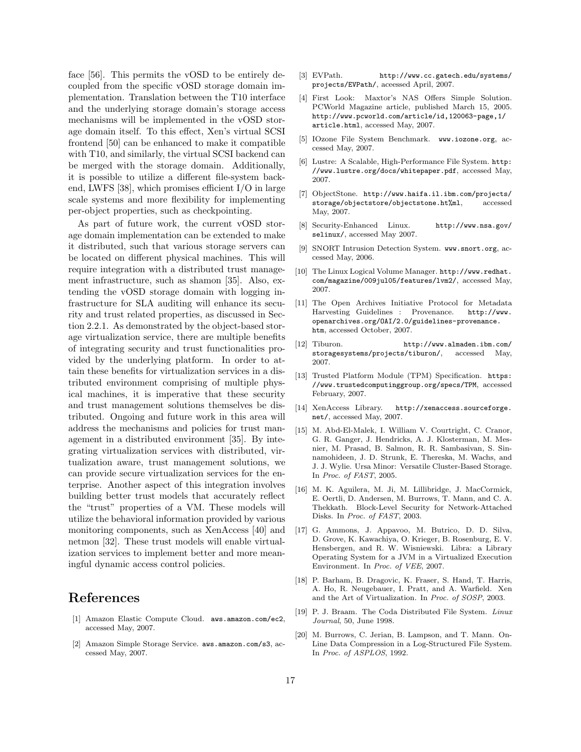face [56]. This permits the vOSD to be entirely decoupled from the specific vOSD storage domain implementation. Translation between the T10 interface and the underlying storage domain's storage access mechanisms will be implemented in the vOSD storage domain itself. To this effect, Xen's virtual SCSI frontend [50] can be enhanced to make it compatible with T10, and similarly, the virtual SCSI backend can be merged with the storage domain. Additionally, it is possible to utilize a different file-system backend, LWFS [38], which promises efficient I/O in large scale systems and more flexibility for implementing per-object properties, such as checkpointing.

As part of future work, the current vOSD storage domain implementation can be extended to make it distributed, such that various storage servers can be located on different physical machines. This will require integration with a distributed trust management infrastructure, such as shamon [35]. Also, extending the vOSD storage domain with logging infrastructure for SLA auditing will enhance its security and trust related properties, as discussed in Section 2.2.1. As demonstrated by the object-based storage virtualization service, there are multiple benefits of integrating security and trust functionalities provided by the underlying platform. In order to attain these benefits for virtualization services in a distributed environment comprising of multiple physical machines, it is imperative that these security and trust management solutions themselves be distributed. Ongoing and future work in this area will address the mechanisms and policies for trust management in a distributed environment [35]. By integrating virtualization services with distributed, virtualization aware, trust management solutions, we can provide secure virtualization services for the enterprise. Another aspect of this integration involves building better trust models that accurately reflect the "trust" properties of a VM. These models will utilize the behavioral information provided by various monitoring components, such as XenAccess [40] and netmon [32]. These trust models will enable virtualization services to implement better and more meaningful dynamic access control policies.

# References

[1] Amazon Elastic Compute Cloud. aws.amazon.com/ec2, accessed May, 2007.

[2] Amazon Simple Storage Service. aws.amazon.com/s3, accessed May, 2007.

[3] EVPath. http://www.cc.gatech.edu/systems/projects/EVPath/, aceessed April, 2007.

[4] First Look: Maxtor's NAS Offers Simple Solution. PCWorld Magazine article, published March 15, 2005. http://www.pcworld.com/article/id,120063-page,1/article.html, accessed May, 2007.

[5] IOzone File System Benchmark. www.iozone.org, accessed May, 2007.

[6] Lustre: A Scalable, High-Performance File System. http://www.lustre.org/docs/whitepaper.pdf, accessed May, 2007.

[7] ObjectStone. http://www.haifa.il.ibm.com/projects/storage/objectstore/objectstone.ht%ml, accessed May, 2007.

[8] Security-Enhanced Linux. http://www.nsa.gov/selinux/, accessed May 2007.

[9] SNORT Intrusion Detection System. www.snort.org, accessed May, 2006.

[10] The Linux Logical Volume Manager. http://www.redhat.com/magazine/009jul05/features/lvm2/, accessed May, 2007.

[11] The Open Archives Initiative Protocol for Metadata Harvesting Guidelines : Provenance. http://www.openarchives.org/OAI/2.0/guidelines-provenance.htm, accessed October, 2007.

[12] Tiburon. http://www.almaden.ibm.com/storagesystems/projects/tiburon/, accessed May, 2007.

[13] Trusted Platform Module (TPM) Specification. https://www.trustedcomputinggroup.org/specs/TPM, accessed February, 2007.

[14] XenAccess Library. http://xenaccess.sourceforge.net/, accessed May, 2007.

[15] M. Abd-El-Malek, I. William V. Courtright, C. Cranor, G. R. Ganger, J. Hendricks, A. J. Klosterman, M. Mesnier, M. Prasad, B. Salmon, R. R. Sambasivan, S. Sinnamohideen, J. D. Strunk, E. Thereska, M. Wachs, and J. J. Wylie. Ursa Minor: Versatile Cluster-Based Storage. In *Proc. of FAST*, 2005.

[16] M. K. Aguilera, M. Ji, M. Lillibridge, J. MacCormick, E. Oertli, D. Andersen, M. Burrows, T. Mann, and C. A. Thekkath. Block-Level Security for Network-Attached Disks. In *Proc. of FAST*, 2003.

[17] G. Ammons, J. Appavoo, M. Butrico, D. D. Silva, D. Grove, K. Kawachiya, O. Krieger, B. Rosenburg, E. V. Hensbergen, and R. W. Wisniewski. Libra: a Library Operating System for a JVM in a Virtualized Execution Environment. In *Proc. of VEE*, 2007.

[18] P. Barham, B. Dragovic, K. Fraser, S. Hand, T. Harris, A. Ho, R. Neugebauer, I. Pratt, and A. Warfield. Xen and the Art of Virtualization. In *Proc. of SOSP*, 2003.

[19] P. J. Braam. The Coda Distributed File System. *Linux Journal*, 50, June 1998.

[20] M. Burrows, C. Jerian, B. Lampson, and T. Mann. On-Line Data Compression in a Log-Structured File System. In *Proc. of ASPLOS*, 1992.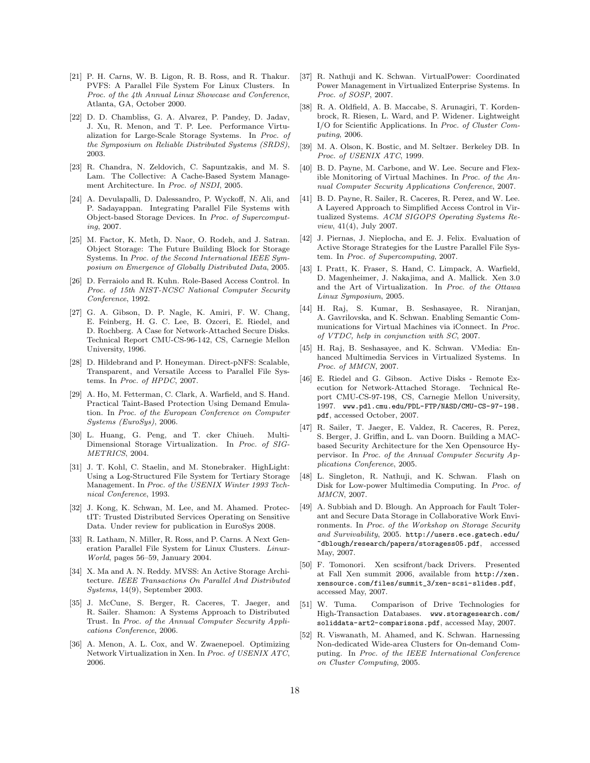[21] P. H. Carns, W. B. Ligon, R. B. Ross, and R. Thakur. PVFS: A Parallel File System For Linux Clusters. In *Proc. of the 4th Annual Linux Showcase and Conference*, Atlanta, GA, October 2000.

[22] D. D. Chambliss, G. A. Alvarez, P. Pandey, D. Jadav, J. Xu, R. Menon, and T. P. Lee. Performance Virtualization for Large-Scale Storage Systems. In *Proc. of the Symposium on Reliable Distributed Systems (SRDS)*, 2003.

[23] R. Chandra, N. Zeldovich, C. Sapuntzakis, and M. S. Lam. The Collective: A Cache-Based System Management Architecture. In *Proc. of NSDI*, 2005.

[24] A. Devulapalli, D. Dalessandro, P. Wyckoff, N. Ali, and P. Sadayappan. Integrating Parallel File Systems with Object-based Storage Devices. In *Proc. of Supercomputing*, 2007.

[25] M. Factor, K. Meth, D. Naor, O. Rodeh, and J. Satran. Object Storage: The Future Building Block for Storage Systems. In *Proc. of the Second International IEEE Symposium on Emergence of Globally Distributed Data*, 2005.

[26] D. Ferraiolo and R. Kuhn. Role-Based Access Control. In *Proc. of 15th NIST-NCSC National Computer Security Conference*, 1992.

[27] G. A. Gibson, D. P. Nagle, K. Amiri, F. W. Chang, E. Feinberg, H. G. C. Lee, B. Ozceri, E. Riedel, and D. Rochberg. A Case for Network-Attached Secure Disks. Technical Report CMU-CS-96-142, CS, Carnegie Mellon University, 1996.

[28] D. Hildebrand and P. Honeyman. Direct-pNFS: Scalable, Transparent, and Versatile Access to Parallel File Systems. In *Proc. of HPDC*, 2007.

[29] A. Ho, M. Fetterman, C. Clark, A. Warfield, and S. Hand. Practical Taint-Based Protection Using Demand Emulation. In *Proc. of the European Conference on Computer Systems (EuroSys)*, 2006.

[30] L. Huang, G. Peng, and T. cker Chiueh. Multi-Dimensional Storage Virtualization. In *Proc. of SIGMETRICS*, 2004.

[31] J. T. Kohl, C. Staelin, and M. Stonebraker. HighLight: Using a Log-Structured File System for Tertiary Storage Management. In *Proc. of the USENIX Winter 1993 Technical Conference*, 1993.

[32] J. Kong, K. Schwan, M. Lee, and M. Ahamed. ProtectIT: Trusted Distributed Services Operating on Sensitive Data. Under review for publication in EuroSys 2008.

[33] R. Latham, N. Miller, R. Ross, and P. Carns. A Next Generation Parallel File System for Linux Clusters. *LinuxWorld*, pages 56–59, January 2004.

[34] X. Ma and A. N. Reddy. MVSS: An Active Storage Architecture. *IEEE Transactions On Parallel And Distributed Systems*, 14(9), September 2003.

[35] J. McCune, S. Berger, R. Caceres, T. Jaeger, and R. Sailer. Shamon: A Systems Approach to Distributed Trust. In *Proc. of the Annual Computer Security Applications Conference*, 2006.

[36] A. Menon, A. L. Cox, and W. Zwaenepoel. Optimizing Network Virtualization in Xen. In *Proc. of USENIX ATC*, 2006.

[37] R. Nathuji and K. Schwan. VirtualPower: Coordinated Power Management in Virtualized Enterprise Systems. In *Proc. of SOSP*, 2007.

[38] R. A. Oldfield, A. B. Maccabe, S. Arunagiri, T. Kordenbrock, R. Riesen, L. Ward, and P. Widener. Lightweight I/O for Scientific Applications. In *Proc. of Cluster Computing*, 2006.

[39] M. A. Olson, K. Bostic, and M. Seltzer. Berkeley DB. In *Proc. of USENIX ATC*, 1999.

[40] B. D. Payne, M. Carbone, and W. Lee. Secure and Flexible Monitoring of Virtual Machines. In *Proc. of the Annual Computer Security Applications Conference*, 2007.

[41] B. D. Payne, R. Sailer, R. Caceres, R. Perez, and W. Lee. A Layered Approach to Simplified Access Control in Virtualized Systems. *ACM SIGOPS Operating Systems Review*, 41(4), July 2007.

[42] J. Piernas, J. Nieplocha, and E. J. Felix. Evaluation of Active Storage Strategies for the Lustre Parallel File System. In *Proc. of Supercomputing*, 2007.

[43] I. Pratt, K. Fraser, S. Hand, C. Limpack, A. Warfield, D. Magenheimer, J. Nakajima, and A. Mallick. Xen 3.0 and the Art of Virtualization. In *Proc. of the Ottawa Linux Symposium*, 2005.

[44] H. Raj, S. Kumar, B. Seshasayee, R. Niranjan, A. Gavrilovska, and K. Schwan. Enabling Semantic Communications for Virtual Machines via iConnect. In *Proc. of VTDC, help in conjunction with SC*, 2007.

[45] H. Raj, B. Seshasayee, and K. Schwan. VMedia: Enhanced Multimedia Services in Virtualized Systems. In *Proc. of MMCN*, 2007.

[46] E. Riedel and G. Gibson. Active Disks - Remote Execution for Network-Attached Storage. Technical Report CMU-CS-97-198, CS, Carnegie Mellon University, 1997. `www.pdl.cmu.edu/PDL-FTP/NASD/CMU-CS-97-198.pdf`, accessed October, 2007.

[47] R. Sailer, T. Jaeger, E. Valdez, R. Caceres, R. Perez, S. Berger, J. Griffin, and L. van Doorn. Building a MAC-based Security Architecture for the Xen Opensource Hypervisor. In *Proc. of the Annual Computer Security Applications Conference*, 2005.

[48] L. Singleton, R. Nathuji, and K. Schwan. Flash on Disk for Low-power Multimedia Computing. In *Proc. of MMCN*, 2007.

[49] A. Subbiah and D. Blough. An Approach for Fault Tolerant and Secure Data Storage in Collaborative Work Environments. In *Proc. of the Workshop on Storage Security and Survivability*, 2005. `http://users.ece.gatech.edu/~dblough/research/papers/storagess05.pdf`, accessed May, 2007.

[50] F. Tomonori. Xen scsifront/back Drivers. Presented at Fall Xen summit 2006, available from `http://xen.xensource.com/files/summit_3/xen-scsi-slides.pdf`, accessed May, 2007.

[51] W. Tuma. Comparison of Drive Technologies for High-Transaction Databases. `www.storagesearch.com/soliddata-art2-comparisons.pdf`, accessed May, 2007.

[52] R. Viswanath, M. Ahamed, and K. Schwan. Harnessing Non-dedicated Wide-area Clusters for On-demand Computing. In *Proc. of the IEEE International Conference on Cluster Computing*, 2005.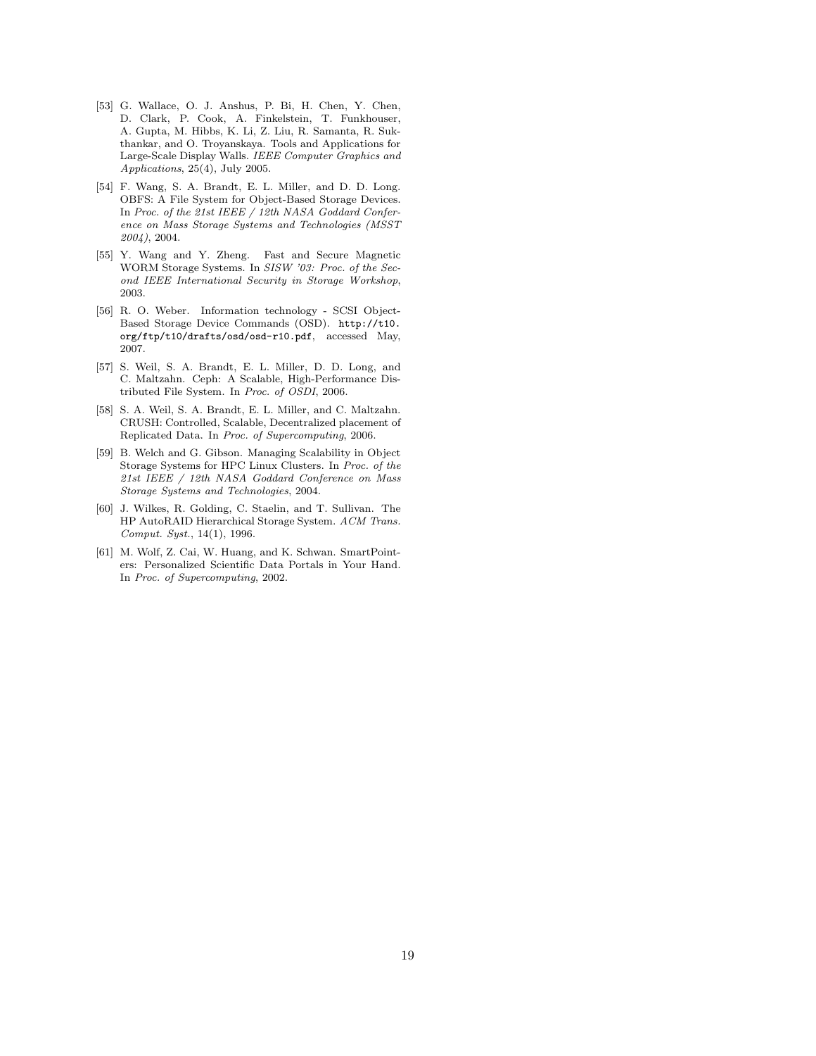[53] G. Wallace, O. J. Anshus, P. Bi, H. Chen, Y. Chen, D. Clark, P. Cook, A. Finkelstein, T. Funkhouser, A. Gupta, M. Hibbs, K. Li, Z. Liu, R. Samanta, R. Sukthankar, and O. Troyanskaya. Tools and Applications for Large-Scale Display Walls. *IEEE Computer Graphics and Applications*, 25(4), July 2005.

[54] F. Wang, S. A. Brandt, E. L. Miller, and D. D. Long. OBFS: A File System for Object-Based Storage Devices. In *Proc. of the 21st IEEE / 12th NASA Goddard Conference on Mass Storage Systems and Technologies (MSST 2004)*, 2004.

[55] Y. Wang and Y. Zheng. Fast and Secure Magnetic WORM Storage Systems. In *SISW '03: Proc. of the Second IEEE International Security in Storage Workshop*, 2003.

[56] R. O. Weber. Information technology - SCSI Object-Based Storage Device Commands (OSD). `http://t10.org/ftp/t10/drafts/osd/osd-r10.pdf`, accessed May, 2007.

[57] S. Weil, S. A. Brandt, E. L. Miller, D. D. Long, and C. Maltzahn. Ceph: A Scalable, High-Performance Distributed File System. In *Proc. of OSDI*, 2006.

[58] S. A. Weil, S. A. Brandt, E. L. Miller, and C. Maltzahn. CRUSH: Controlled, Scalable, Decentralized placement of Replicated Data. In *Proc. of Supercomputing*, 2006.

[59] B. Welch and G. Gibson. Managing Scalability in Object Storage Systems for HPC Linux Clusters. In *Proc. of the 21st IEEE / 12th NASA Goddard Conference on Mass Storage Systems and Technologies*, 2004.

[60] J. Wilkes, R. Golding, C. Staelin, and T. Sullivan. The HP AutoRAID Hierarchical Storage System. *ACM Trans. Comput. Syst.*, 14(1), 1996.

[61] M. Wolf, Z. Cai, W. Huang, and K. Schwan. SmartPointers: Personalized Scientific Data Portals in Your Hand. In *Proc. of Supercomputing*, 2002.